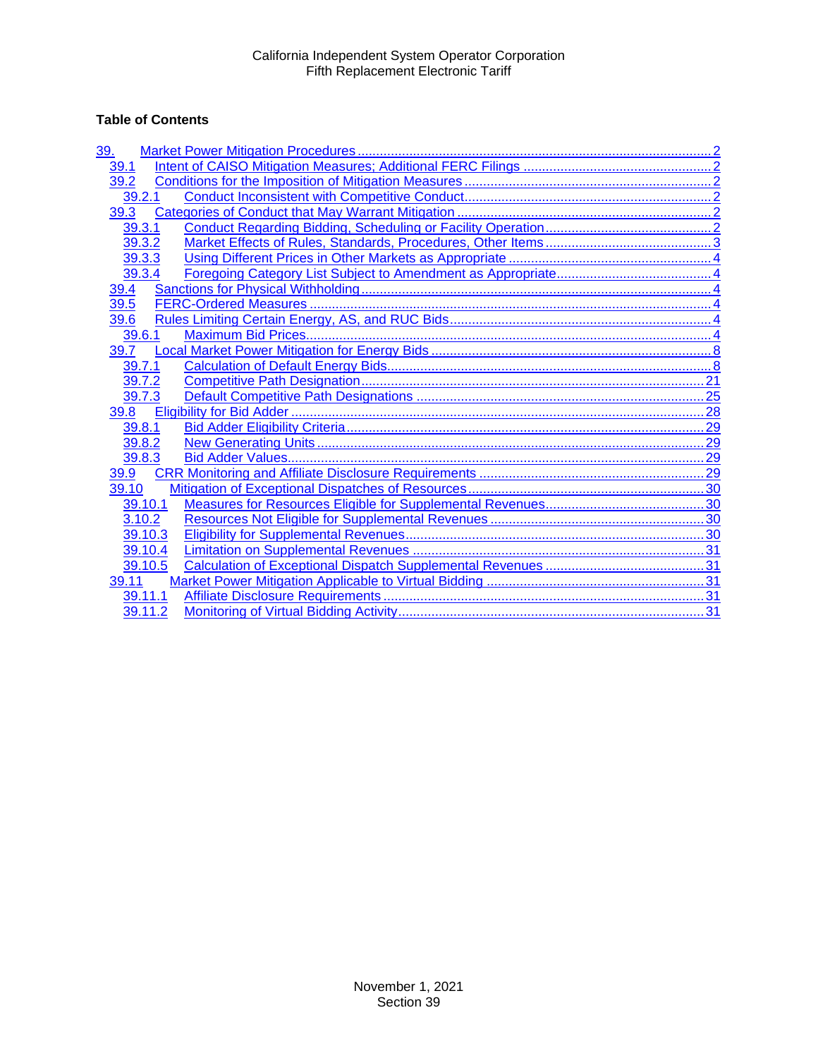California Independent System Operator Corporation
Fifth Replacement Electronic Tariff

**Table of Contents**

- 39. Market Power Mitigation Procedures ........ 2
  - 39.1 Intent of CAISO Mitigation Measures; Additional FERC Filings ........ 2
  - 39.2 Conditions for the Imposition of Mitigation Measures ........ 2
    - 39.2.1 Conduct Inconsistent with Competitive Conduct ........ 2
  - 39.3 Categories of Conduct that May Warrant Mitigation ........ 2
    - 39.3.1 Conduct Regarding Bidding, Scheduling or Facility Operation ........ 2
    - 39.3.2 Market Effects of Rules, Standards, Procedures, Other Items ........ 3
    - 39.3.3 Using Different Prices in Other Markets as Appropriate ........ 4
    - 39.3.4 Foregoing Category List Subject to Amendment as Appropriate ........ 4
  - 39.4 Sanctions for Physical Withholding ........ 4
  - 39.5 FERC-Ordered Measures ........ 4
  - 39.6 Rules Limiting Certain Energy, AS, and RUC Bids ........ 4
    - 39.6.1 Maximum Bid Prices ........ 4
  - 39.7 Local Market Power Mitigation for Energy Bids ........ 8
    - 39.7.1 Calculation of Default Energy Bids ........ 8
    - 39.7.2 Competitive Path Designation ........ 21
    - 39.7.3 Default Competitive Path Designations ........ 25
  - 39.8 Eligibility for Bid Adder ........ 28
    - 39.8.1 Bid Adder Eligibility Criteria ........ 29
    - 39.8.2 New Generating Units ........ 29
    - 39.8.3 Bid Adder Values ........ 29
  - 39.9 CRR Monitoring and Affiliate Disclosure Requirements ........ 29
  - 39.10 Mitigation of Exceptional Dispatches of Resources ........ 30
    - 39.10.1 Measures for Resources Eligible for Supplemental Revenues ........ 30
    - 3.10.2 Resources Not Eligible for Supplemental Revenues ........ 30
    - 39.10.3 Eligibility for Supplemental Revenues ........ 30
    - 39.10.4 Limitation on Supplemental Revenues ........ 31
    - 39.10.5 Calculation of Exceptional Dispatch Supplemental Revenues ........ 31
  - 39.11 Market Power Mitigation Applicable to Virtual Bidding ........ 31
    - 39.11.1 Affiliate Disclosure Requirements ........ 31
    - 39.11.2 Monitoring of Virtual Bidding Activity ........ 31

November 1, 2021
Section 39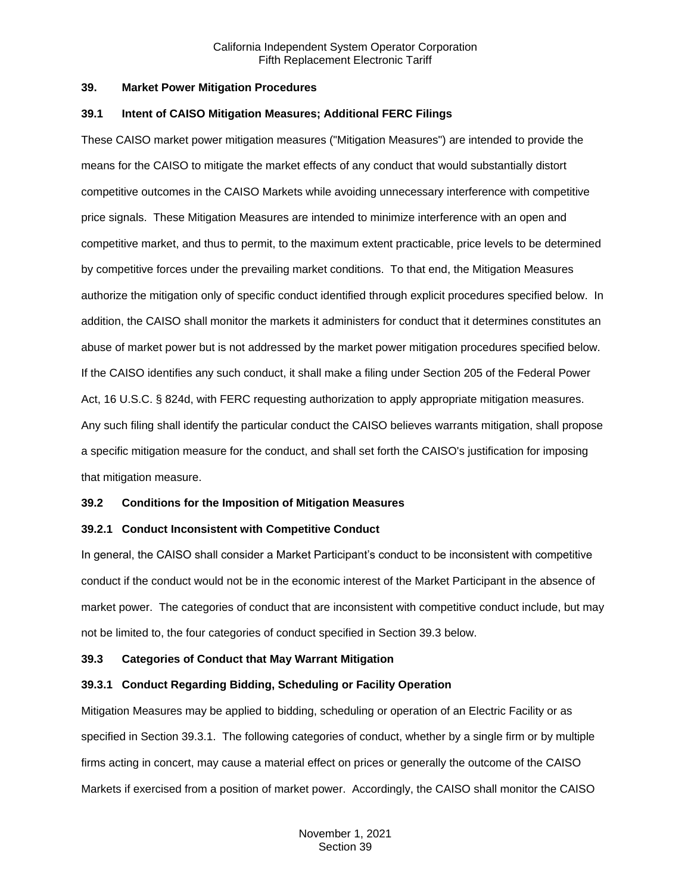## 39. Market Power Mitigation Procedures

### 39.1 Intent of CAISO Mitigation Measures; Additional FERC Filings

These CAISO market power mitigation measures ("Mitigation Measures") are intended to provide the means for the CAISO to mitigate the market effects of any conduct that would substantially distort competitive outcomes in the CAISO Markets while avoiding unnecessary interference with competitive price signals. These Mitigation Measures are intended to minimize interference with an open and competitive market, and thus to permit, to the maximum extent practicable, price levels to be determined by competitive forces under the prevailing market conditions. To that end, the Mitigation Measures authorize the mitigation only of specific conduct identified through explicit procedures specified below. In addition, the CAISO shall monitor the markets it administers for conduct that it determines constitutes an abuse of market power but is not addressed by the market power mitigation procedures specified below. If the CAISO identifies any such conduct, it shall make a filing under Section 205 of the Federal Power Act, 16 U.S.C. § 824d, with FERC requesting authorization to apply appropriate mitigation measures. Any such filing shall identify the particular conduct the CAISO believes warrants mitigation, shall propose a specific mitigation measure for the conduct, and shall set forth the CAISO's justification for imposing that mitigation measure.

### 39.2 Conditions for the Imposition of Mitigation Measures

#### 39.2.1 Conduct Inconsistent with Competitive Conduct

In general, the CAISO shall consider a Market Participant's conduct to be inconsistent with competitive conduct if the conduct would not be in the economic interest of the Market Participant in the absence of market power. The categories of conduct that are inconsistent with competitive conduct include, but may not be limited to, the four categories of conduct specified in Section 39.3 below.

### 39.3 Categories of Conduct that May Warrant Mitigation

#### 39.3.1 Conduct Regarding Bidding, Scheduling or Facility Operation

Mitigation Measures may be applied to bidding, scheduling or operation of an Electric Facility or as specified in Section 39.3.1. The following categories of conduct, whether by a single firm or by multiple firms acting in concert, may cause a material effect on prices or generally the outcome of the CAISO Markets if exercised from a position of market power. Accordingly, the CAISO shall monitor the CAISO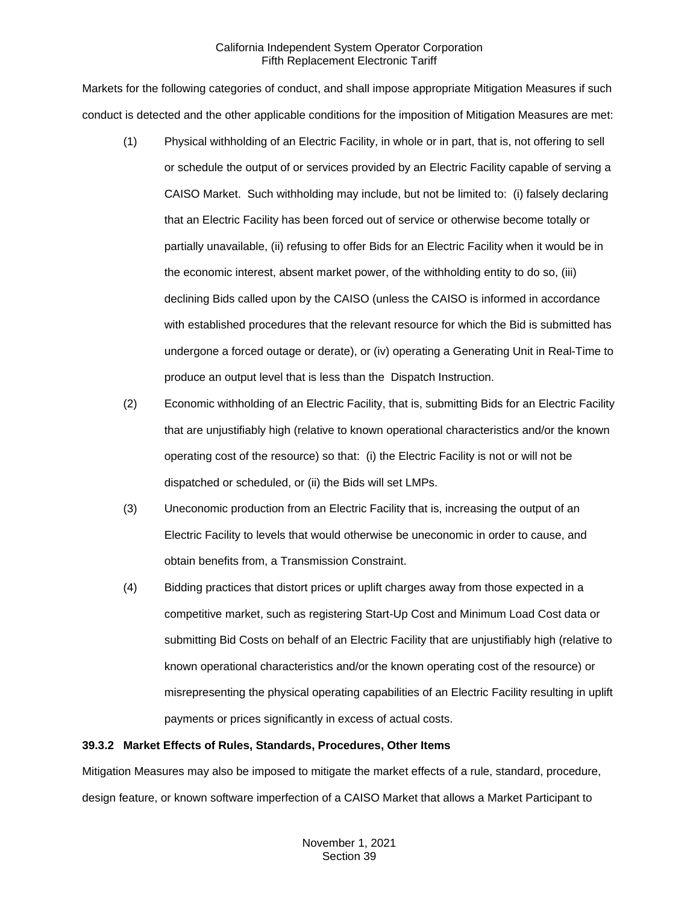Markets for the following categories of conduct, and shall impose appropriate Mitigation Measures if such conduct is detected and the other applicable conditions for the imposition of Mitigation Measures are met:

(1) Physical withholding of an Electric Facility, in whole or in part, that is, not offering to sell or schedule the output of or services provided by an Electric Facility capable of serving a CAISO Market. Such withholding may include, but not be limited to: (i) falsely declaring that an Electric Facility has been forced out of service or otherwise become totally or partially unavailable, (ii) refusing to offer Bids for an Electric Facility when it would be in the economic interest, absent market power, of the withholding entity to do so, (iii) declining Bids called upon by the CAISO (unless the CAISO is informed in accordance with established procedures that the relevant resource for which the Bid is submitted has undergone a forced outage or derate), or (iv) operating a Generating Unit in Real-Time to produce an output level that is less than the Dispatch Instruction.

(2) Economic withholding of an Electric Facility, that is, submitting Bids for an Electric Facility that are unjustifiably high (relative to known operational characteristics and/or the known operating cost of the resource) so that: (i) the Electric Facility is not or will not be dispatched or scheduled, or (ii) the Bids will set LMPs.

(3) Uneconomic production from an Electric Facility that is, increasing the output of an Electric Facility to levels that would otherwise be uneconomic in order to cause, and obtain benefits from, a Transmission Constraint.

(4) Bidding practices that distort prices or uplift charges away from those expected in a competitive market, such as registering Start-Up Cost and Minimum Load Cost data or submitting Bid Costs on behalf of an Electric Facility that are unjustifiably high (relative to known operational characteristics and/or the known operating cost of the resource) or misrepresenting the physical operating capabilities of an Electric Facility resulting in uplift payments or prices significantly in excess of actual costs.

**39.3.2 Market Effects of Rules, Standards, Procedures, Other Items**

Mitigation Measures may also be imposed to mitigate the market effects of a rule, standard, procedure, design feature, or known software imperfection of a CAISO Market that allows a Market Participant to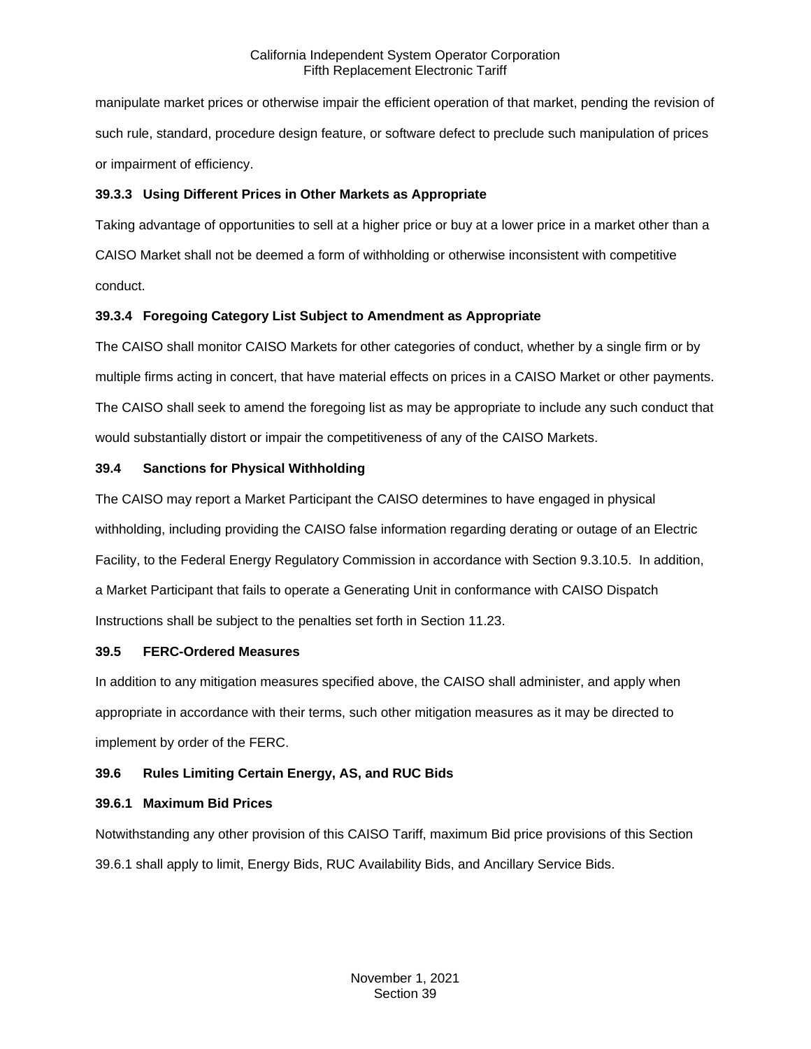manipulate market prices or otherwise impair the efficient operation of that market, pending the revision of such rule, standard, procedure design feature, or software defect to preclude such manipulation of prices or impairment of efficiency.

**39.3.3 Using Different Prices in Other Markets as Appropriate**

Taking advantage of opportunities to sell at a higher price or buy at a lower price in a market other than a CAISO Market shall not be deemed a form of withholding or otherwise inconsistent with competitive conduct.

**39.3.4 Foregoing Category List Subject to Amendment as Appropriate**

The CAISO shall monitor CAISO Markets for other categories of conduct, whether by a single firm or by multiple firms acting in concert, that have material effects on prices in a CAISO Market or other payments. The CAISO shall seek to amend the foregoing list as may be appropriate to include any such conduct that would substantially distort or impair the competitiveness of any of the CAISO Markets.

**39.4 Sanctions for Physical Withholding**

The CAISO may report a Market Participant the CAISO determines to have engaged in physical withholding, including providing the CAISO false information regarding derating or outage of an Electric Facility, to the Federal Energy Regulatory Commission in accordance with Section 9.3.10.5. In addition, a Market Participant that fails to operate a Generating Unit in conformance with CAISO Dispatch Instructions shall be subject to the penalties set forth in Section 11.23.

**39.5 FERC-Ordered Measures**

In addition to any mitigation measures specified above, the CAISO shall administer, and apply when appropriate in accordance with their terms, such other mitigation measures as it may be directed to implement by order of the FERC.

**39.6 Rules Limiting Certain Energy, AS, and RUC Bids**

**39.6.1 Maximum Bid Prices**

Notwithstanding any other provision of this CAISO Tariff, maximum Bid price provisions of this Section 39.6.1 shall apply to limit, Energy Bids, RUC Availability Bids, and Ancillary Service Bids.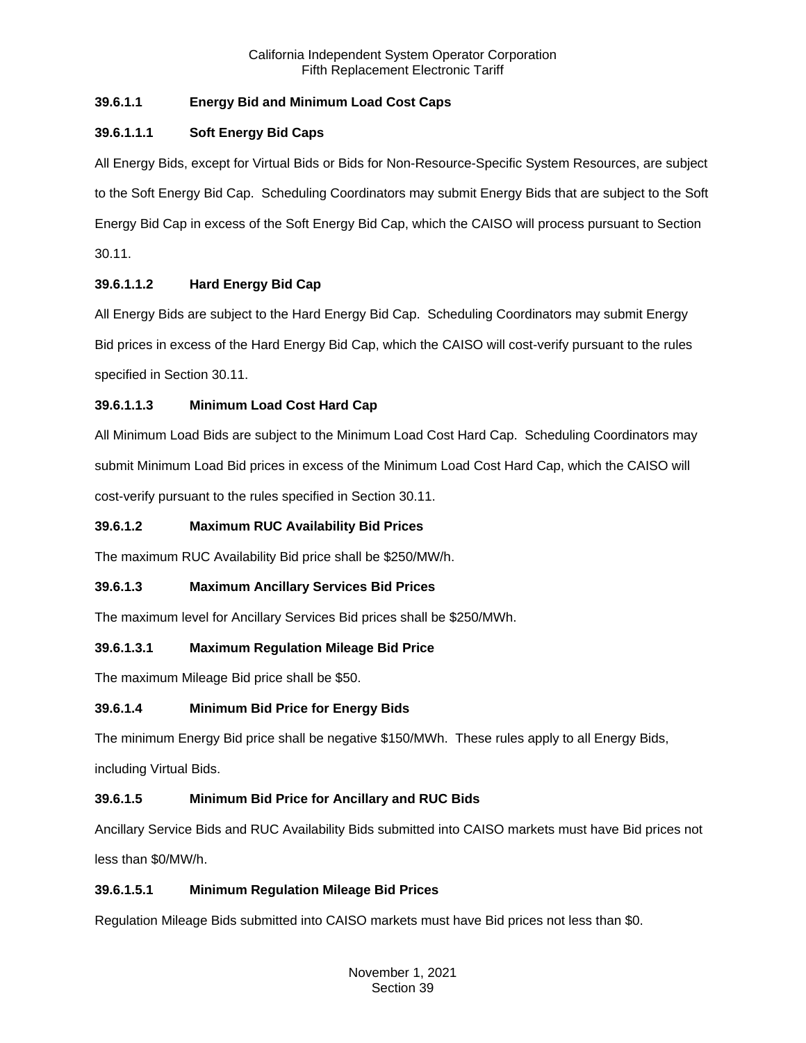### 39.6.1.1 Energy Bid and Minimum Load Cost Caps

#### 39.6.1.1.1 Soft Energy Bid Caps

All Energy Bids, except for Virtual Bids or Bids for Non-Resource-Specific System Resources, are subject to the Soft Energy Bid Cap. Scheduling Coordinators may submit Energy Bids that are subject to the Soft Energy Bid Cap in excess of the Soft Energy Bid Cap, which the CAISO will process pursuant to Section 30.11.

#### 39.6.1.1.2 Hard Energy Bid Cap

All Energy Bids are subject to the Hard Energy Bid Cap. Scheduling Coordinators may submit Energy Bid prices in excess of the Hard Energy Bid Cap, which the CAISO will cost-verify pursuant to the rules specified in Section 30.11.

#### 39.6.1.1.3 Minimum Load Cost Hard Cap

All Minimum Load Bids are subject to the Minimum Load Cost Hard Cap. Scheduling Coordinators may submit Minimum Load Bid prices in excess of the Minimum Load Cost Hard Cap, which the CAISO will cost-verify pursuant to the rules specified in Section 30.11.

### 39.6.1.2 Maximum RUC Availability Bid Prices

The maximum RUC Availability Bid price shall be $250/MW/h.

### 39.6.1.3 Maximum Ancillary Services Bid Prices

The maximum level for Ancillary Services Bid prices shall be $250/MWh.

#### 39.6.1.3.1 Maximum Regulation Mileage Bid Price

The maximum Mileage Bid price shall be $50.

### 39.6.1.4 Minimum Bid Price for Energy Bids

The minimum Energy Bid price shall be negative $150/MWh. These rules apply to all Energy Bids, including Virtual Bids.

### 39.6.1.5 Minimum Bid Price for Ancillary and RUC Bids

Ancillary Service Bids and RUC Availability Bids submitted into CAISO markets must have Bid prices not less than $0/MW/h.

#### 39.6.1.5.1 Minimum Regulation Mileage Bid Prices

Regulation Mileage Bids submitted into CAISO markets must have Bid prices not less than $0.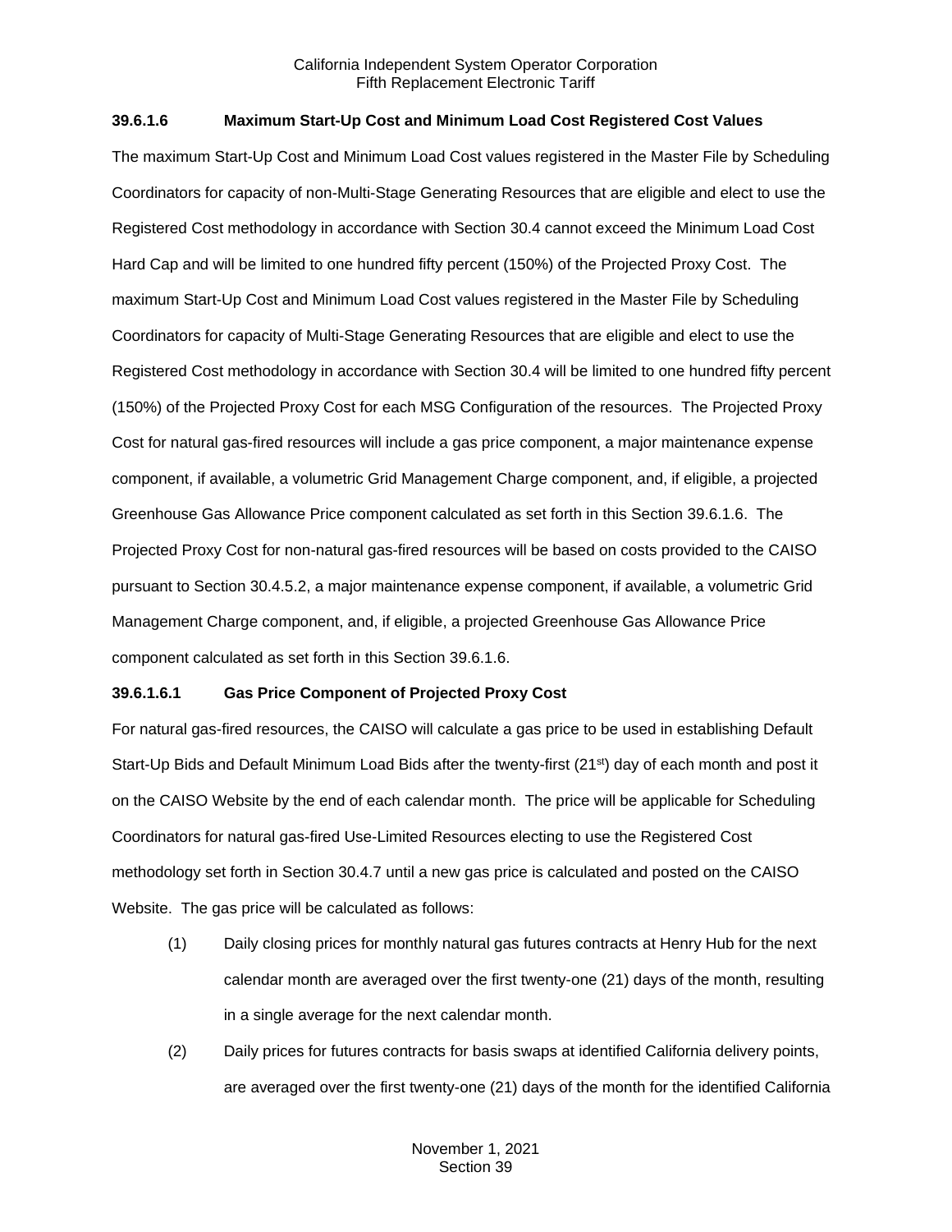### 39.6.1.6 Maximum Start-Up Cost and Minimum Load Cost Registered Cost Values

The maximum Start-Up Cost and Minimum Load Cost values registered in the Master File by Scheduling Coordinators for capacity of non-Multi-Stage Generating Resources that are eligible and elect to use the Registered Cost methodology in accordance with Section 30.4 cannot exceed the Minimum Load Cost Hard Cap and will be limited to one hundred fifty percent (150%) of the Projected Proxy Cost. The maximum Start-Up Cost and Minimum Load Cost values registered in the Master File by Scheduling Coordinators for capacity of Multi-Stage Generating Resources that are eligible and elect to use the Registered Cost methodology in accordance with Section 30.4 will be limited to one hundred fifty percent (150%) of the Projected Proxy Cost for each MSG Configuration of the resources. The Projected Proxy Cost for natural gas-fired resources will include a gas price component, a major maintenance expense component, if available, a volumetric Grid Management Charge component, and, if eligible, a projected Greenhouse Gas Allowance Price component calculated as set forth in this Section 39.6.1.6. The Projected Proxy Cost for non-natural gas-fired resources will be based on costs provided to the CAISO pursuant to Section 30.4.5.2, a major maintenance expense component, if available, a volumetric Grid Management Charge component, and, if eligible, a projected Greenhouse Gas Allowance Price component calculated as set forth in this Section 39.6.1.6.

#### 39.6.1.6.1 Gas Price Component of Projected Proxy Cost

For natural gas-fired resources, the CAISO will calculate a gas price to be used in establishing Default Start-Up Bids and Default Minimum Load Bids after the twenty-first (21st) day of each month and post it on the CAISO Website by the end of each calendar month. The price will be applicable for Scheduling Coordinators for natural gas-fired Use-Limited Resources electing to use the Registered Cost methodology set forth in Section 30.4.7 until a new gas price is calculated and posted on the CAISO Website. The gas price will be calculated as follows:

(1) Daily closing prices for monthly natural gas futures contracts at Henry Hub for the next calendar month are averaged over the first twenty-one (21) days of the month, resulting in a single average for the next calendar month.

(2) Daily prices for futures contracts for basis swaps at identified California delivery points, are averaged over the first twenty-one (21) days of the month for the identified California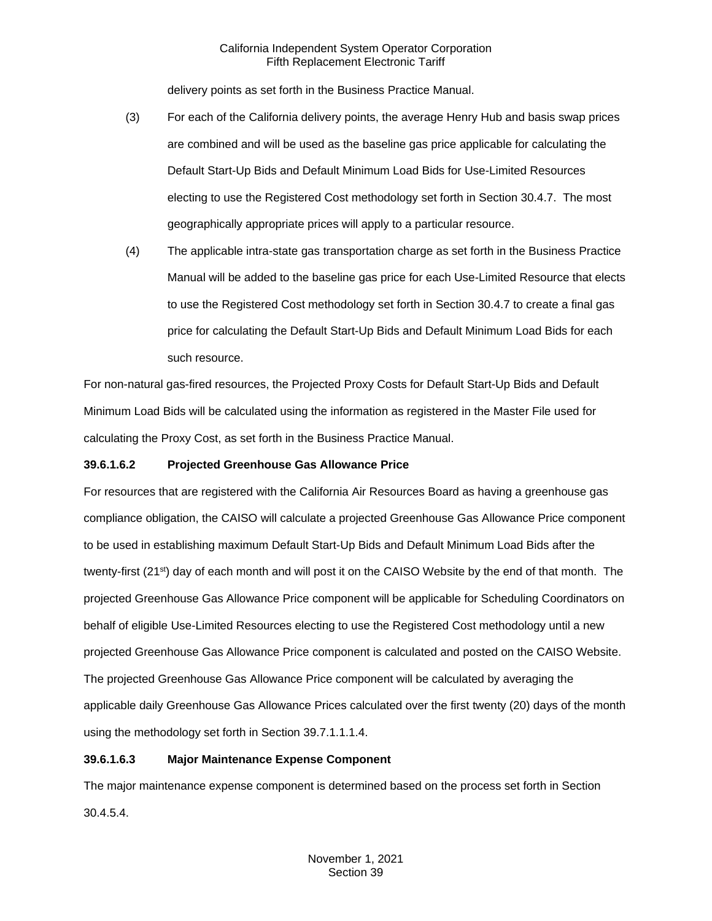delivery points as set forth in the Business Practice Manual.

(3) For each of the California delivery points, the average Henry Hub and basis swap prices are combined and will be used as the baseline gas price applicable for calculating the Default Start-Up Bids and Default Minimum Load Bids for Use-Limited Resources electing to use the Registered Cost methodology set forth in Section 30.4.7. The most geographically appropriate prices will apply to a particular resource.

(4) The applicable intra-state gas transportation charge as set forth in the Business Practice Manual will be added to the baseline gas price for each Use-Limited Resource that elects to use the Registered Cost methodology set forth in Section 30.4.7 to create a final gas price for calculating the Default Start-Up Bids and Default Minimum Load Bids for each such resource.

For non-natural gas-fired resources, the Projected Proxy Costs for Default Start-Up Bids and Default Minimum Load Bids will be calculated using the information as registered in the Master File used for calculating the Proxy Cost, as set forth in the Business Practice Manual.

**39.6.1.6.2 Projected Greenhouse Gas Allowance Price**

For resources that are registered with the California Air Resources Board as having a greenhouse gas compliance obligation, the CAISO will calculate a projected Greenhouse Gas Allowance Price component to be used in establishing maximum Default Start-Up Bids and Default Minimum Load Bids after the twenty-first (21st) day of each month and will post it on the CAISO Website by the end of that month. The projected Greenhouse Gas Allowance Price component will be applicable for Scheduling Coordinators on behalf of eligible Use-Limited Resources electing to use the Registered Cost methodology until a new projected Greenhouse Gas Allowance Price component is calculated and posted on the CAISO Website. The projected Greenhouse Gas Allowance Price component will be calculated by averaging the applicable daily Greenhouse Gas Allowance Prices calculated over the first twenty (20) days of the month using the methodology set forth in Section 39.7.1.1.1.4.

**39.6.1.6.3 Major Maintenance Expense Component**

The major maintenance expense component is determined based on the process set forth in Section 30.4.5.4.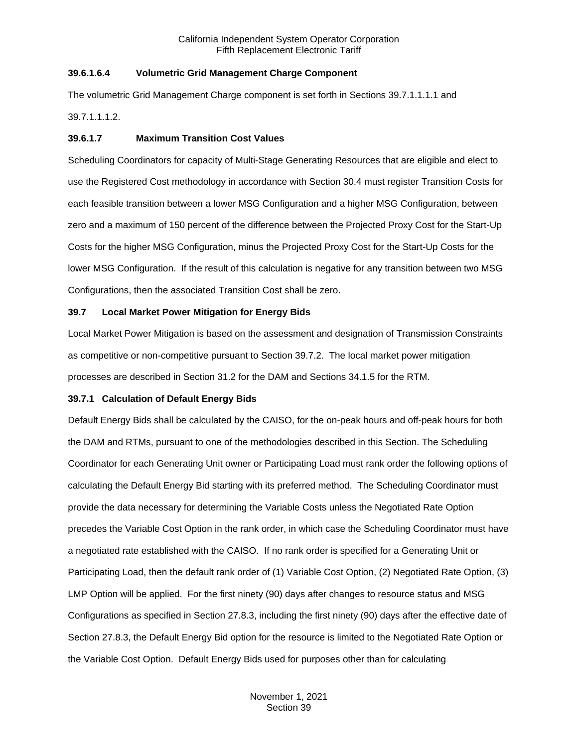#### 39.6.1.6.4 Volumetric Grid Management Charge Component

The volumetric Grid Management Charge component is set forth in Sections 39.7.1.1.1.1 and 39.7.1.1.1.2.

### 39.6.1.7 Maximum Transition Cost Values

Scheduling Coordinators for capacity of Multi-Stage Generating Resources that are eligible and elect to use the Registered Cost methodology in accordance with Section 30.4 must register Transition Costs for each feasible transition between a lower MSG Configuration and a higher MSG Configuration, between zero and a maximum of 150 percent of the difference between the Projected Proxy Cost for the Start-Up Costs for the higher MSG Configuration, minus the Projected Proxy Cost for the Start-Up Costs for the lower MSG Configuration. If the result of this calculation is negative for any transition between two MSG Configurations, then the associated Transition Cost shall be zero.

## 39.7 Local Market Power Mitigation for Energy Bids

Local Market Power Mitigation is based on the assessment and designation of Transmission Constraints as competitive or non-competitive pursuant to Section 39.7.2. The local market power mitigation processes are described in Section 31.2 for the DAM and Sections 34.1.5 for the RTM.

### 39.7.1 Calculation of Default Energy Bids

Default Energy Bids shall be calculated by the CAISO, for the on-peak hours and off-peak hours for both the DAM and RTMs, pursuant to one of the methodologies described in this Section. The Scheduling Coordinator for each Generating Unit owner or Participating Load must rank order the following options of calculating the Default Energy Bid starting with its preferred method. The Scheduling Coordinator must provide the data necessary for determining the Variable Costs unless the Negotiated Rate Option precedes the Variable Cost Option in the rank order, in which case the Scheduling Coordinator must have a negotiated rate established with the CAISO. If no rank order is specified for a Generating Unit or Participating Load, then the default rank order of (1) Variable Cost Option, (2) Negotiated Rate Option, (3) LMP Option will be applied. For the first ninety (90) days after changes to resource status and MSG Configurations as specified in Section 27.8.3, including the first ninety (90) days after the effective date of Section 27.8.3, the Default Energy Bid option for the resource is limited to the Negotiated Rate Option or the Variable Cost Option. Default Energy Bids used for purposes other than for calculating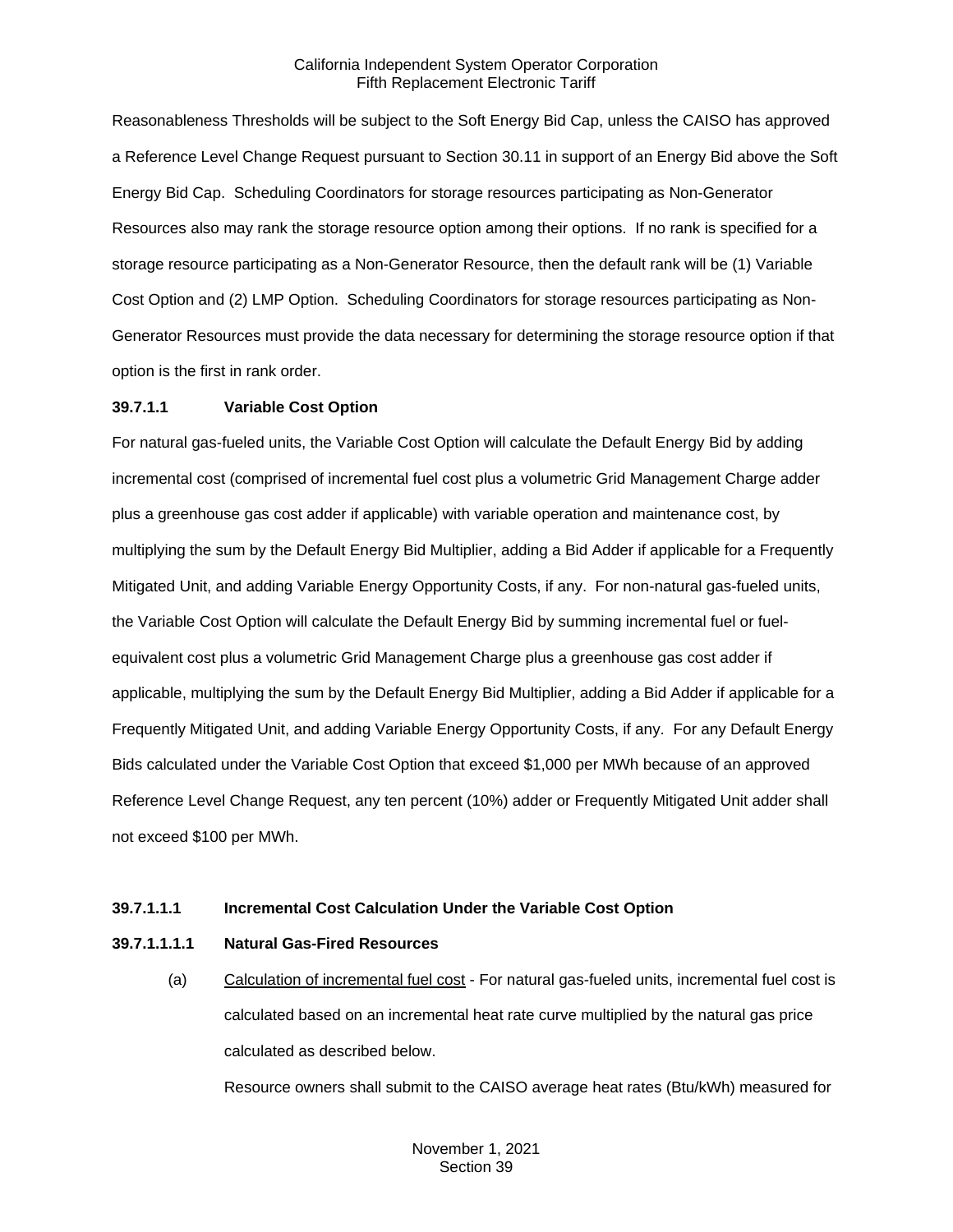Reasonableness Thresholds will be subject to the Soft Energy Bid Cap, unless the CAISO has approved a Reference Level Change Request pursuant to Section 30.11 in support of an Energy Bid above the Soft Energy Bid Cap. Scheduling Coordinators for storage resources participating as Non-Generator Resources also may rank the storage resource option among their options. If no rank is specified for a storage resource participating as a Non-Generator Resource, then the default rank will be (1) Variable Cost Option and (2) LMP Option. Scheduling Coordinators for storage resources participating as Non-Generator Resources must provide the data necessary for determining the storage resource option if that option is the first in rank order.

**39.7.1.1 Variable Cost Option**

For natural gas-fueled units, the Variable Cost Option will calculate the Default Energy Bid by adding incremental cost (comprised of incremental fuel cost plus a volumetric Grid Management Charge adder plus a greenhouse gas cost adder if applicable) with variable operation and maintenance cost, by multiplying the sum by the Default Energy Bid Multiplier, adding a Bid Adder if applicable for a Frequently Mitigated Unit, and adding Variable Energy Opportunity Costs, if any. For non-natural gas-fueled units, the Variable Cost Option will calculate the Default Energy Bid by summing incremental fuel or fuel-equivalent cost plus a volumetric Grid Management Charge plus a greenhouse gas cost adder if applicable, multiplying the sum by the Default Energy Bid Multiplier, adding a Bid Adder if applicable for a Frequently Mitigated Unit, and adding Variable Energy Opportunity Costs, if any. For any Default Energy Bids calculated under the Variable Cost Option that exceed $1,000 per MWh because of an approved Reference Level Change Request, any ten percent (10%) adder or Frequently Mitigated Unit adder shall not exceed $100 per MWh.

**39.7.1.1.1 Incremental Cost Calculation Under the Variable Cost Option**

**39.7.1.1.1.1 Natural Gas-Fired Resources**

(a) Calculation of incremental fuel cost - For natural gas-fueled units, incremental fuel cost is calculated based on an incremental heat rate curve multiplied by the natural gas price calculated as described below.

Resource owners shall submit to the CAISO average heat rates (Btu/kWh) measured for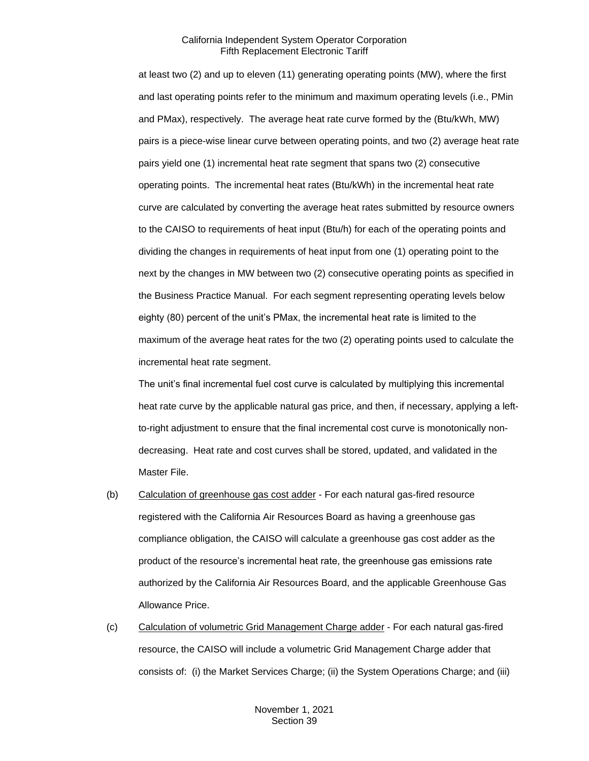at least two (2) and up to eleven (11) generating operating points (MW), where the first and last operating points refer to the minimum and maximum operating levels (i.e., PMin and PMax), respectively. The average heat rate curve formed by the (Btu/kWh, MW) pairs is a piece-wise linear curve between operating points, and two (2) average heat rate pairs yield one (1) incremental heat rate segment that spans two (2) consecutive operating points. The incremental heat rates (Btu/kWh) in the incremental heat rate curve are calculated by converting the average heat rates submitted by resource owners to the CAISO to requirements of heat input (Btu/h) for each of the operating points and dividing the changes in requirements of heat input from one (1) operating point to the next by the changes in MW between two (2) consecutive operating points as specified in the Business Practice Manual. For each segment representing operating levels below eighty (80) percent of the unit's PMax, the incremental heat rate is limited to the maximum of the average heat rates for the two (2) operating points used to calculate the incremental heat rate segment.

The unit's final incremental fuel cost curve is calculated by multiplying this incremental heat rate curve by the applicable natural gas price, and then, if necessary, applying a left-to-right adjustment to ensure that the final incremental cost curve is monotonically non-decreasing. Heat rate and cost curves shall be stored, updated, and validated in the Master File.

(b) Calculation of greenhouse gas cost adder - For each natural gas-fired resource registered with the California Air Resources Board as having a greenhouse gas compliance obligation, the CAISO will calculate a greenhouse gas cost adder as the product of the resource's incremental heat rate, the greenhouse gas emissions rate authorized by the California Air Resources Board, and the applicable Greenhouse Gas Allowance Price.

(c) Calculation of volumetric Grid Management Charge adder - For each natural gas-fired resource, the CAISO will include a volumetric Grid Management Charge adder that consists of: (i) the Market Services Charge; (ii) the System Operations Charge; and (iii)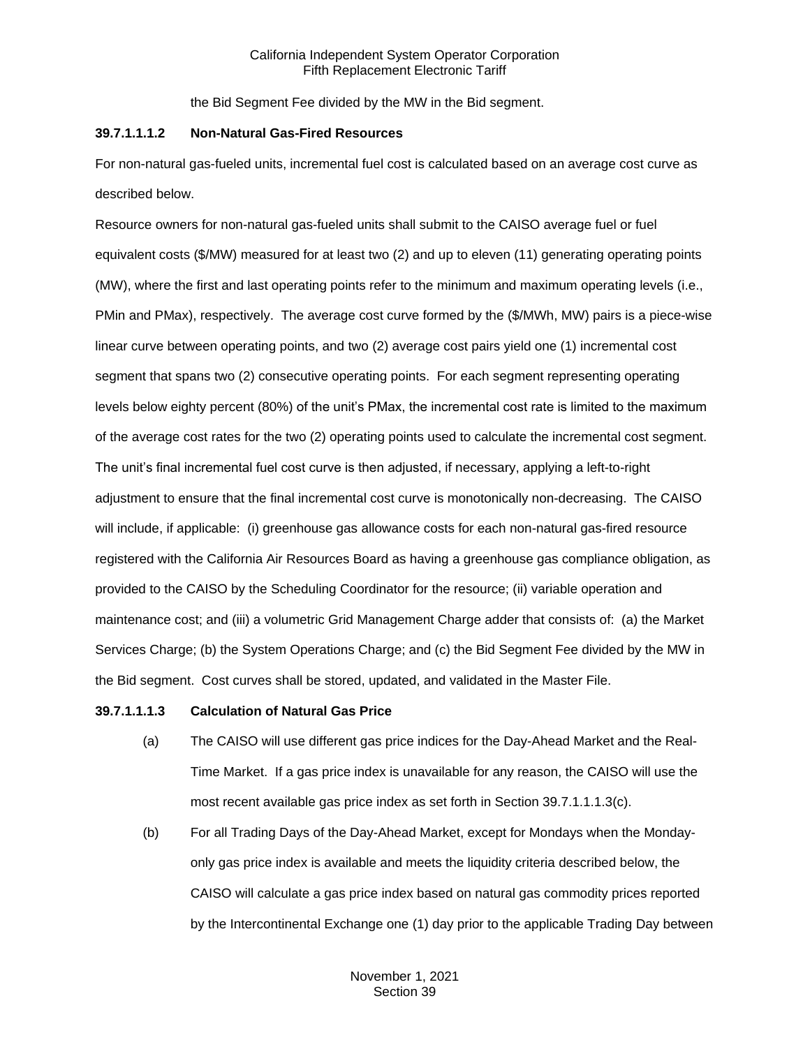the Bid Segment Fee divided by the MW in the Bid segment.

**39.7.1.1.1.2 Non-Natural Gas-Fired Resources**

For non-natural gas-fueled units, incremental fuel cost is calculated based on an average cost curve as described below.

Resource owners for non-natural gas-fueled units shall submit to the CAISO average fuel or fuel equivalent costs ($/MW) measured for at least two (2) and up to eleven (11) generating operating points (MW), where the first and last operating points refer to the minimum and maximum operating levels (i.e., PMin and PMax), respectively. The average cost curve formed by the ($/MWh, MW) pairs is a piece-wise linear curve between operating points, and two (2) average cost pairs yield one (1) incremental cost segment that spans two (2) consecutive operating points. For each segment representing operating levels below eighty percent (80%) of the unit's PMax, the incremental cost rate is limited to the maximum of the average cost rates for the two (2) operating points used to calculate the incremental cost segment. The unit's final incremental fuel cost curve is then adjusted, if necessary, applying a left-to-right adjustment to ensure that the final incremental cost curve is monotonically non-decreasing. The CAISO will include, if applicable: (i) greenhouse gas allowance costs for each non-natural gas-fired resource registered with the California Air Resources Board as having a greenhouse gas compliance obligation, as provided to the CAISO by the Scheduling Coordinator for the resource; (ii) variable operation and maintenance cost; and (iii) a volumetric Grid Management Charge adder that consists of: (a) the Market Services Charge; (b) the System Operations Charge; and (c) the Bid Segment Fee divided by the MW in the Bid segment. Cost curves shall be stored, updated, and validated in the Master File.

**39.7.1.1.1.3 Calculation of Natural Gas Price**

(a) The CAISO will use different gas price indices for the Day-Ahead Market and the Real-Time Market. If a gas price index is unavailable for any reason, the CAISO will use the most recent available gas price index as set forth in Section 39.7.1.1.1.3(c).

(b) For all Trading Days of the Day-Ahead Market, except for Mondays when the Monday-only gas price index is available and meets the liquidity criteria described below, the CAISO will calculate a gas price index based on natural gas commodity prices reported by the Intercontinental Exchange one (1) day prior to the applicable Trading Day between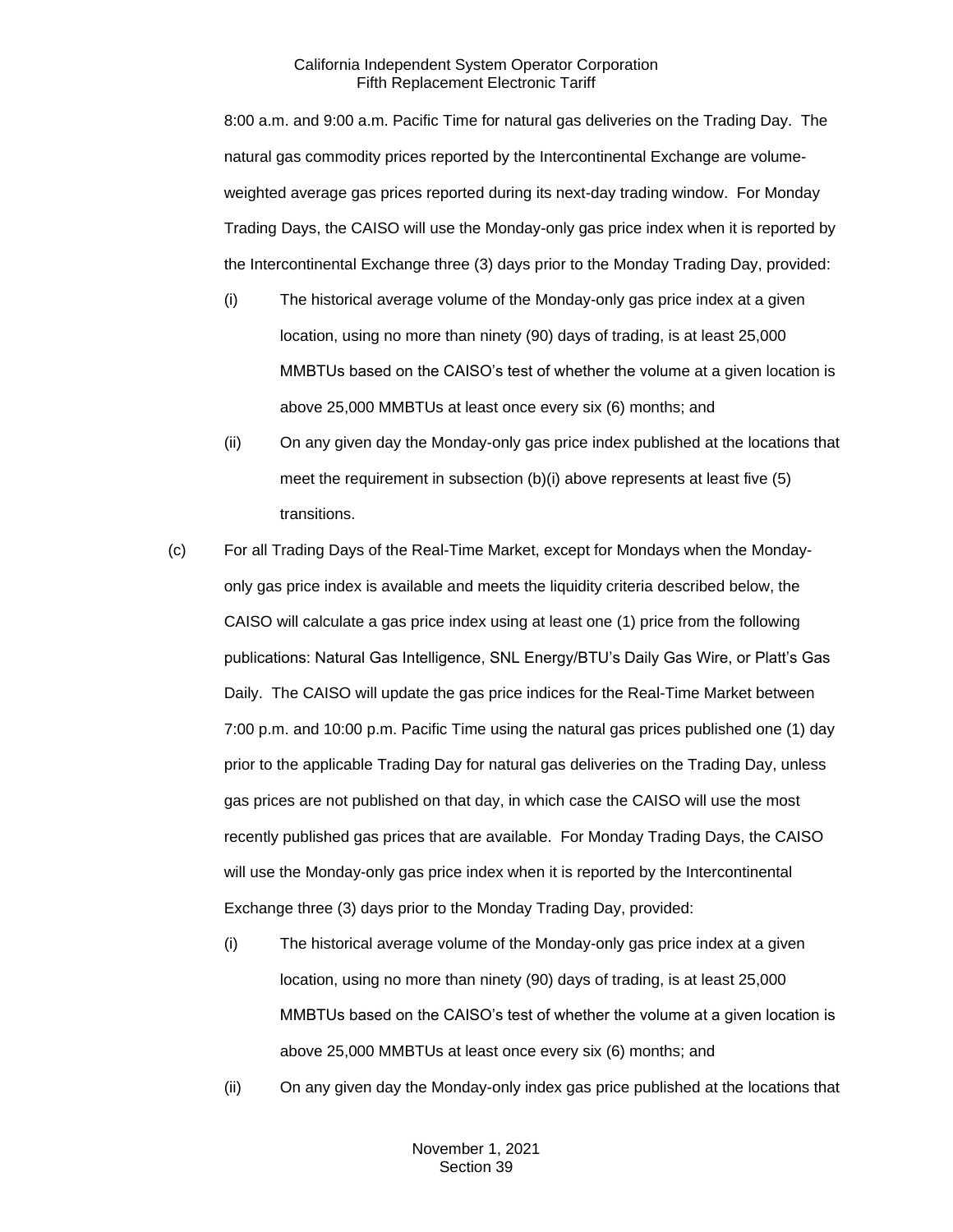8:00 a.m. and 9:00 a.m. Pacific Time for natural gas deliveries on the Trading Day. The natural gas commodity prices reported by the Intercontinental Exchange are volume-weighted average gas prices reported during its next-day trading window. For Monday Trading Days, the CAISO will use the Monday-only gas price index when it is reported by the Intercontinental Exchange three (3) days prior to the Monday Trading Day, provided:

(i) The historical average volume of the Monday-only gas price index at a given location, using no more than ninety (90) days of trading, is at least 25,000 MMBTUs based on the CAISO's test of whether the volume at a given location is above 25,000 MMBTUs at least once every six (6) months; and

(ii) On any given day the Monday-only gas price index published at the locations that meet the requirement in subsection (b)(i) above represents at least five (5) transitions.

(c) For all Trading Days of the Real-Time Market, except for Mondays when the Monday-only gas price index is available and meets the liquidity criteria described below, the CAISO will calculate a gas price index using at least one (1) price from the following publications: Natural Gas Intelligence, SNL Energy/BTU's Daily Gas Wire, or Platt's Gas Daily. The CAISO will update the gas price indices for the Real-Time Market between 7:00 p.m. and 10:00 p.m. Pacific Time using the natural gas prices published one (1) day prior to the applicable Trading Day for natural gas deliveries on the Trading Day, unless gas prices are not published on that day, in which case the CAISO will use the most recently published gas prices that are available. For Monday Trading Days, the CAISO will use the Monday-only gas price index when it is reported by the Intercontinental Exchange three (3) days prior to the Monday Trading Day, provided:

(i) The historical average volume of the Monday-only gas price index at a given location, using no more than ninety (90) days of trading, is at least 25,000 MMBTUs based on the CAISO's test of whether the volume at a given location is above 25,000 MMBTUs at least once every six (6) months; and

(ii) On any given day the Monday-only index gas price published at the locations that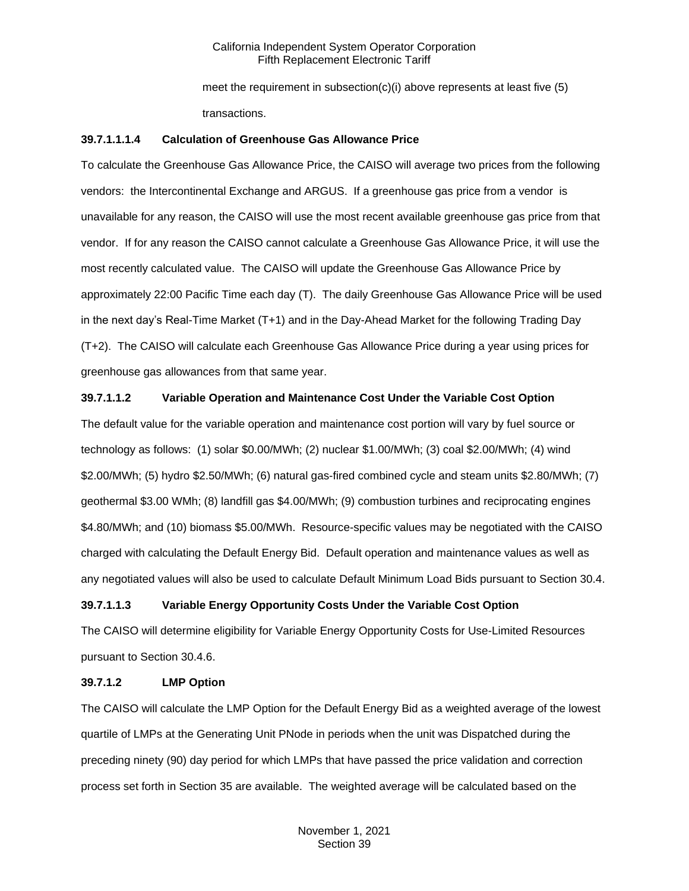meet the requirement in subsection(c)(i) above represents at least five (5) transactions.

**39.7.1.1.1.4 Calculation of Greenhouse Gas Allowance Price**

To calculate the Greenhouse Gas Allowance Price, the CAISO will average two prices from the following vendors: the Intercontinental Exchange and ARGUS. If a greenhouse gas price from a vendor is unavailable for any reason, the CAISO will use the most recent available greenhouse gas price from that vendor. If for any reason the CAISO cannot calculate a Greenhouse Gas Allowance Price, it will use the most recently calculated value. The CAISO will update the Greenhouse Gas Allowance Price by approximately 22:00 Pacific Time each day (T). The daily Greenhouse Gas Allowance Price will be used in the next day's Real-Time Market (T+1) and in the Day-Ahead Market for the following Trading Day (T+2). The CAISO will calculate each Greenhouse Gas Allowance Price during a year using prices for greenhouse gas allowances from that same year.

**39.7.1.1.2 Variable Operation and Maintenance Cost Under the Variable Cost Option**

The default value for the variable operation and maintenance cost portion will vary by fuel source or technology as follows: (1) solar $0.00/MWh; (2) nuclear $1.00/MWh; (3) coal $2.00/MWh; (4) wind $2.00/MWh; (5) hydro $2.50/MWh; (6) natural gas-fired combined cycle and steam units $2.80/MWh; (7) geothermal $3.00 WMh; (8) landfill gas $4.00/MWh; (9) combustion turbines and reciprocating engines $4.80/MWh; and (10) biomass $5.00/MWh. Resource-specific values may be negotiated with the CAISO charged with calculating the Default Energy Bid. Default operation and maintenance values as well as any negotiated values will also be used to calculate Default Minimum Load Bids pursuant to Section 30.4.

**39.7.1.1.3 Variable Energy Opportunity Costs Under the Variable Cost Option**

The CAISO will determine eligibility for Variable Energy Opportunity Costs for Use-Limited Resources pursuant to Section 30.4.6.

**39.7.1.2 LMP Option**

The CAISO will calculate the LMP Option for the Default Energy Bid as a weighted average of the lowest quartile of LMPs at the Generating Unit PNode in periods when the unit was Dispatched during the preceding ninety (90) day period for which LMPs that have passed the price validation and correction process set forth in Section 35 are available. The weighted average will be calculated based on the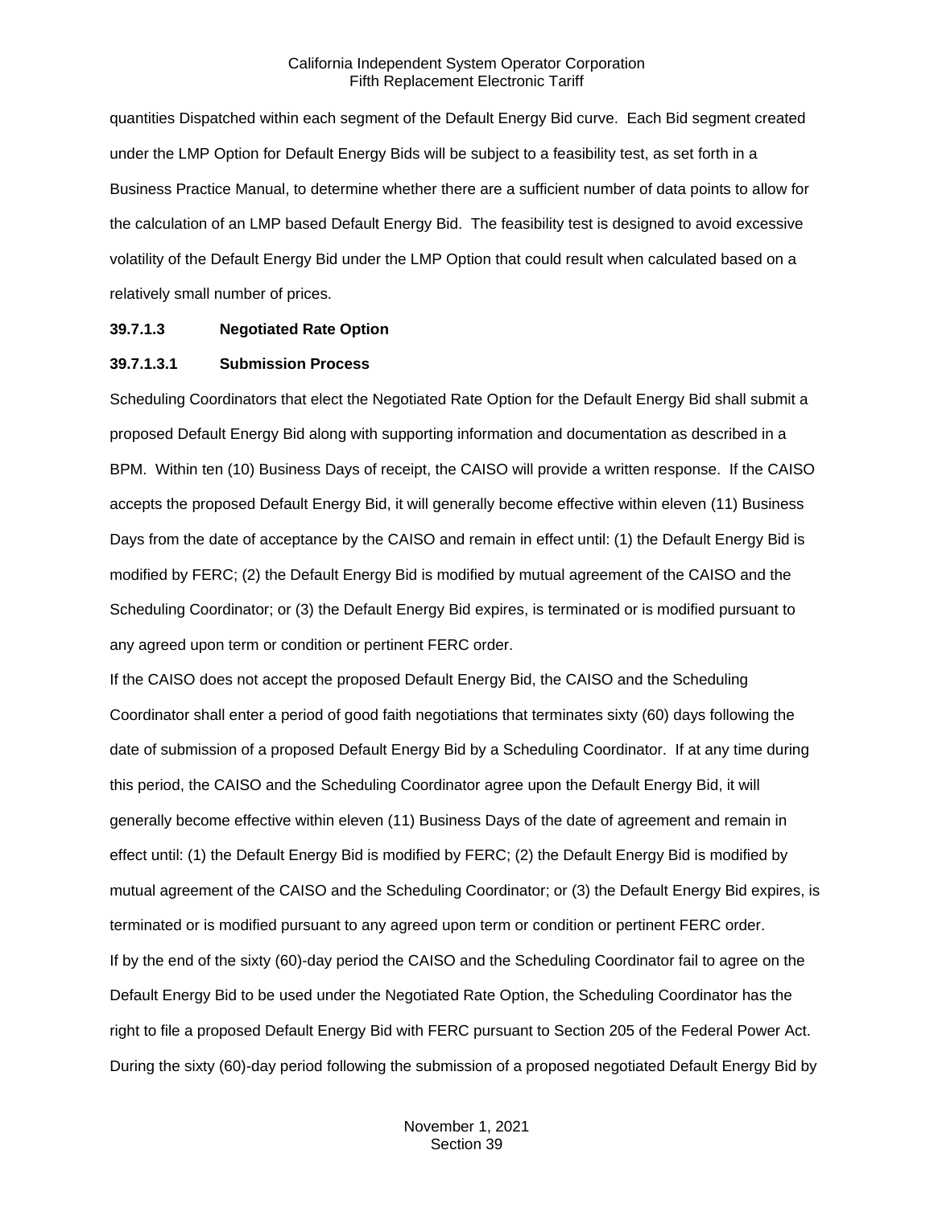quantities Dispatched within each segment of the Default Energy Bid curve. Each Bid segment created under the LMP Option for Default Energy Bids will be subject to a feasibility test, as set forth in a Business Practice Manual, to determine whether there are a sufficient number of data points to allow for the calculation of an LMP based Default Energy Bid. The feasibility test is designed to avoid excessive volatility of the Default Energy Bid under the LMP Option that could result when calculated based on a relatively small number of prices.

**39.7.1.3 Negotiated Rate Option**

**39.7.1.3.1 Submission Process**

Scheduling Coordinators that elect the Negotiated Rate Option for the Default Energy Bid shall submit a proposed Default Energy Bid along with supporting information and documentation as described in a BPM. Within ten (10) Business Days of receipt, the CAISO will provide a written response. If the CAISO accepts the proposed Default Energy Bid, it will generally become effective within eleven (11) Business Days from the date of acceptance by the CAISO and remain in effect until: (1) the Default Energy Bid is modified by FERC; (2) the Default Energy Bid is modified by mutual agreement of the CAISO and the Scheduling Coordinator; or (3) the Default Energy Bid expires, is terminated or is modified pursuant to any agreed upon term or condition or pertinent FERC order.

If the CAISO does not accept the proposed Default Energy Bid, the CAISO and the Scheduling Coordinator shall enter a period of good faith negotiations that terminates sixty (60) days following the date of submission of a proposed Default Energy Bid by a Scheduling Coordinator. If at any time during this period, the CAISO and the Scheduling Coordinator agree upon the Default Energy Bid, it will generally become effective within eleven (11) Business Days of the date of agreement and remain in effect until: (1) the Default Energy Bid is modified by FERC; (2) the Default Energy Bid is modified by mutual agreement of the CAISO and the Scheduling Coordinator; or (3) the Default Energy Bid expires, is terminated or is modified pursuant to any agreed upon term or condition or pertinent FERC order.

If by the end of the sixty (60)-day period the CAISO and the Scheduling Coordinator fail to agree on the Default Energy Bid to be used under the Negotiated Rate Option, the Scheduling Coordinator has the right to file a proposed Default Energy Bid with FERC pursuant to Section 205 of the Federal Power Act. During the sixty (60)-day period following the submission of a proposed negotiated Default Energy Bid by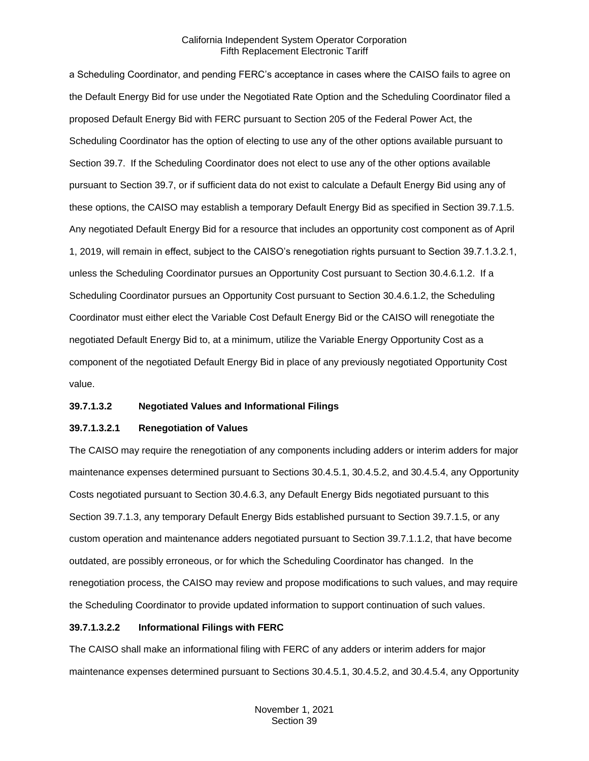a Scheduling Coordinator, and pending FERC's acceptance in cases where the CAISO fails to agree on the Default Energy Bid for use under the Negotiated Rate Option and the Scheduling Coordinator filed a proposed Default Energy Bid with FERC pursuant to Section 205 of the Federal Power Act, the Scheduling Coordinator has the option of electing to use any of the other options available pursuant to Section 39.7. If the Scheduling Coordinator does not elect to use any of the other options available pursuant to Section 39.7, or if sufficient data do not exist to calculate a Default Energy Bid using any of these options, the CAISO may establish a temporary Default Energy Bid as specified in Section 39.7.1.5. Any negotiated Default Energy Bid for a resource that includes an opportunity cost component as of April 1, 2019, will remain in effect, subject to the CAISO's renegotiation rights pursuant to Section 39.7.1.3.2.1, unless the Scheduling Coordinator pursues an Opportunity Cost pursuant to Section 30.4.6.1.2. If a Scheduling Coordinator pursues an Opportunity Cost pursuant to Section 30.4.6.1.2, the Scheduling Coordinator must either elect the Variable Cost Default Energy Bid or the CAISO will renegotiate the negotiated Default Energy Bid to, at a minimum, utilize the Variable Energy Opportunity Cost as a component of the negotiated Default Energy Bid in place of any previously negotiated Opportunity Cost value.

**39.7.1.3.2 Negotiated Values and Informational Filings**

**39.7.1.3.2.1 Renegotiation of Values**

The CAISO may require the renegotiation of any components including adders or interim adders for major maintenance expenses determined pursuant to Sections 30.4.5.1, 30.4.5.2, and 30.4.5.4, any Opportunity Costs negotiated pursuant to Section 30.4.6.3, any Default Energy Bids negotiated pursuant to this Section 39.7.1.3, any temporary Default Energy Bids established pursuant to Section 39.7.1.5, or any custom operation and maintenance adders negotiated pursuant to Section 39.7.1.1.2, that have become outdated, are possibly erroneous, or for which the Scheduling Coordinator has changed. In the renegotiation process, the CAISO may review and propose modifications to such values, and may require the Scheduling Coordinator to provide updated information to support continuation of such values.

**39.7.1.3.2.2 Informational Filings with FERC**

The CAISO shall make an informational filing with FERC of any adders or interim adders for major maintenance expenses determined pursuant to Sections 30.4.5.1, 30.4.5.2, and 30.4.5.4, any Opportunity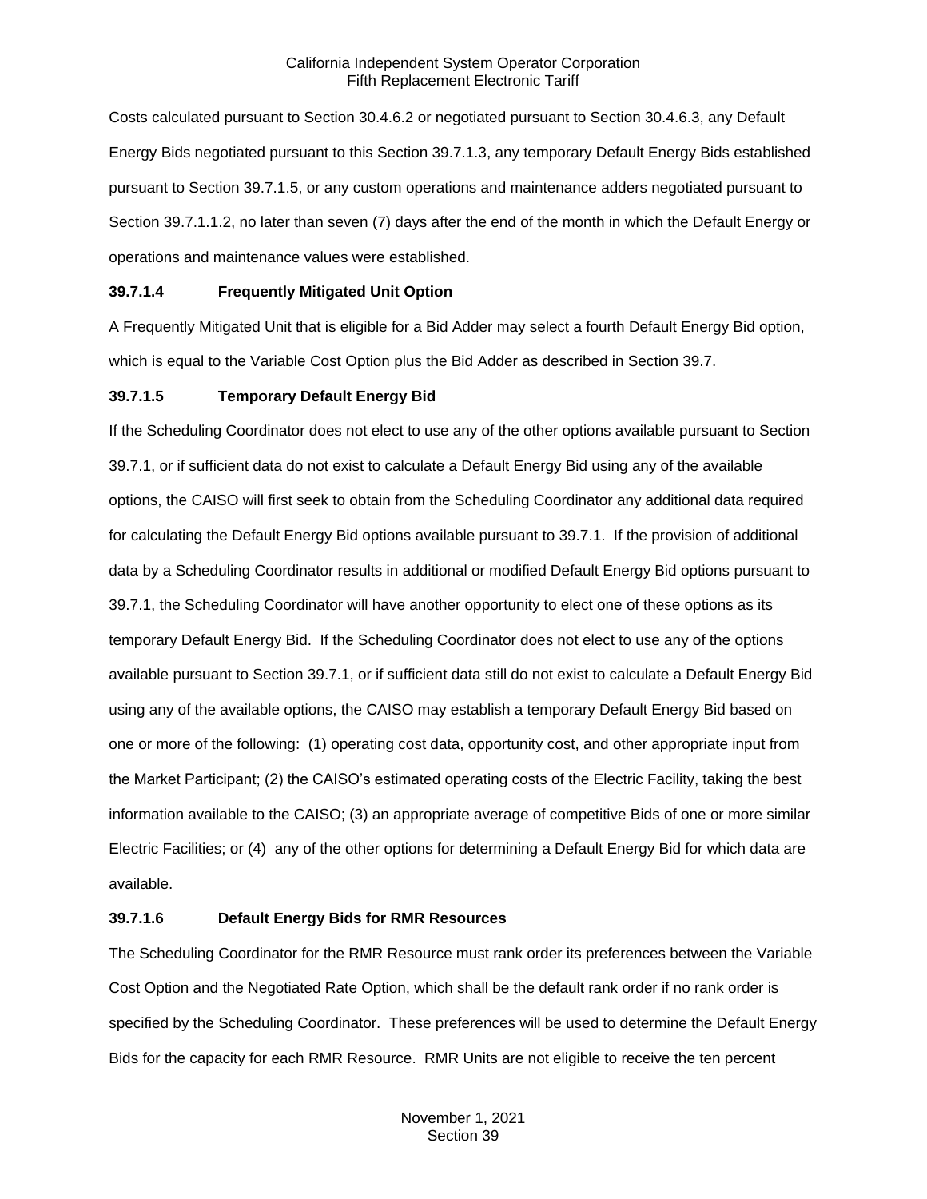Costs calculated pursuant to Section 30.4.6.2 or negotiated pursuant to Section 30.4.6.3, any Default Energy Bids negotiated pursuant to this Section 39.7.1.3, any temporary Default Energy Bids established pursuant to Section 39.7.1.5, or any custom operations and maintenance adders negotiated pursuant to Section 39.7.1.1.2, no later than seven (7) days after the end of the month in which the Default Energy or operations and maintenance values were established.

**39.7.1.4 Frequently Mitigated Unit Option**

A Frequently Mitigated Unit that is eligible for a Bid Adder may select a fourth Default Energy Bid option, which is equal to the Variable Cost Option plus the Bid Adder as described in Section 39.7.

**39.7.1.5 Temporary Default Energy Bid**

If the Scheduling Coordinator does not elect to use any of the other options available pursuant to Section 39.7.1, or if sufficient data do not exist to calculate a Default Energy Bid using any of the available options, the CAISO will first seek to obtain from the Scheduling Coordinator any additional data required for calculating the Default Energy Bid options available pursuant to 39.7.1. If the provision of additional data by a Scheduling Coordinator results in additional or modified Default Energy Bid options pursuant to 39.7.1, the Scheduling Coordinator will have another opportunity to elect one of these options as its temporary Default Energy Bid. If the Scheduling Coordinator does not elect to use any of the options available pursuant to Section 39.7.1, or if sufficient data still do not exist to calculate a Default Energy Bid using any of the available options, the CAISO may establish a temporary Default Energy Bid based on one or more of the following: (1) operating cost data, opportunity cost, and other appropriate input from the Market Participant; (2) the CAISO's estimated operating costs of the Electric Facility, taking the best information available to the CAISO; (3) an appropriate average of competitive Bids of one or more similar Electric Facilities; or (4) any of the other options for determining a Default Energy Bid for which data are available.

**39.7.1.6 Default Energy Bids for RMR Resources**

The Scheduling Coordinator for the RMR Resource must rank order its preferences between the Variable Cost Option and the Negotiated Rate Option, which shall be the default rank order if no rank order is specified by the Scheduling Coordinator. These preferences will be used to determine the Default Energy Bids for the capacity for each RMR Resource. RMR Units are not eligible to receive the ten percent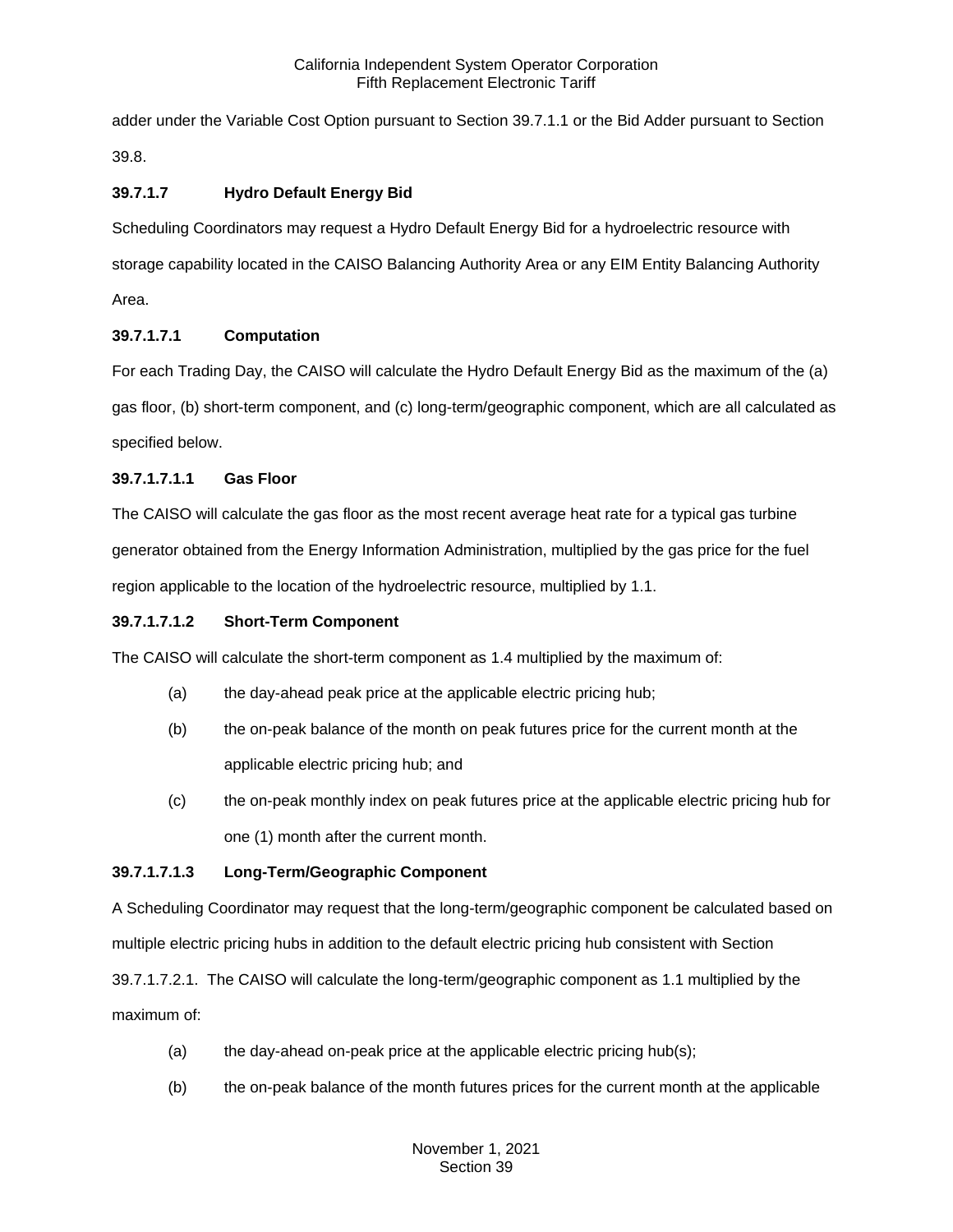adder under the Variable Cost Option pursuant to Section 39.7.1.1 or the Bid Adder pursuant to Section 39.8.

**39.7.1.7 Hydro Default Energy Bid**

Scheduling Coordinators may request a Hydro Default Energy Bid for a hydroelectric resource with storage capability located in the CAISO Balancing Authority Area or any EIM Entity Balancing Authority Area.

**39.7.1.7.1 Computation**

For each Trading Day, the CAISO will calculate the Hydro Default Energy Bid as the maximum of the (a) gas floor, (b) short-term component, and (c) long-term/geographic component, which are all calculated as specified below.

**39.7.1.7.1.1 Gas Floor**

The CAISO will calculate the gas floor as the most recent average heat rate for a typical gas turbine generator obtained from the Energy Information Administration, multiplied by the gas price for the fuel region applicable to the location of the hydroelectric resource, multiplied by 1.1.

**39.7.1.7.1.2 Short-Term Component**

The CAISO will calculate the short-term component as 1.4 multiplied by the maximum of:

(a) the day-ahead peak price at the applicable electric pricing hub;

(b) the on-peak balance of the month on peak futures price for the current month at the applicable electric pricing hub; and

(c) the on-peak monthly index on peak futures price at the applicable electric pricing hub for one (1) month after the current month.

**39.7.1.7.1.3 Long-Term/Geographic Component**

A Scheduling Coordinator may request that the long-term/geographic component be calculated based on multiple electric pricing hubs in addition to the default electric pricing hub consistent with Section 39.7.1.7.2.1. The CAISO will calculate the long-term/geographic component as 1.1 multiplied by the maximum of:

(a) the day-ahead on-peak price at the applicable electric pricing hub(s);

(b) the on-peak balance of the month futures prices for the current month at the applicable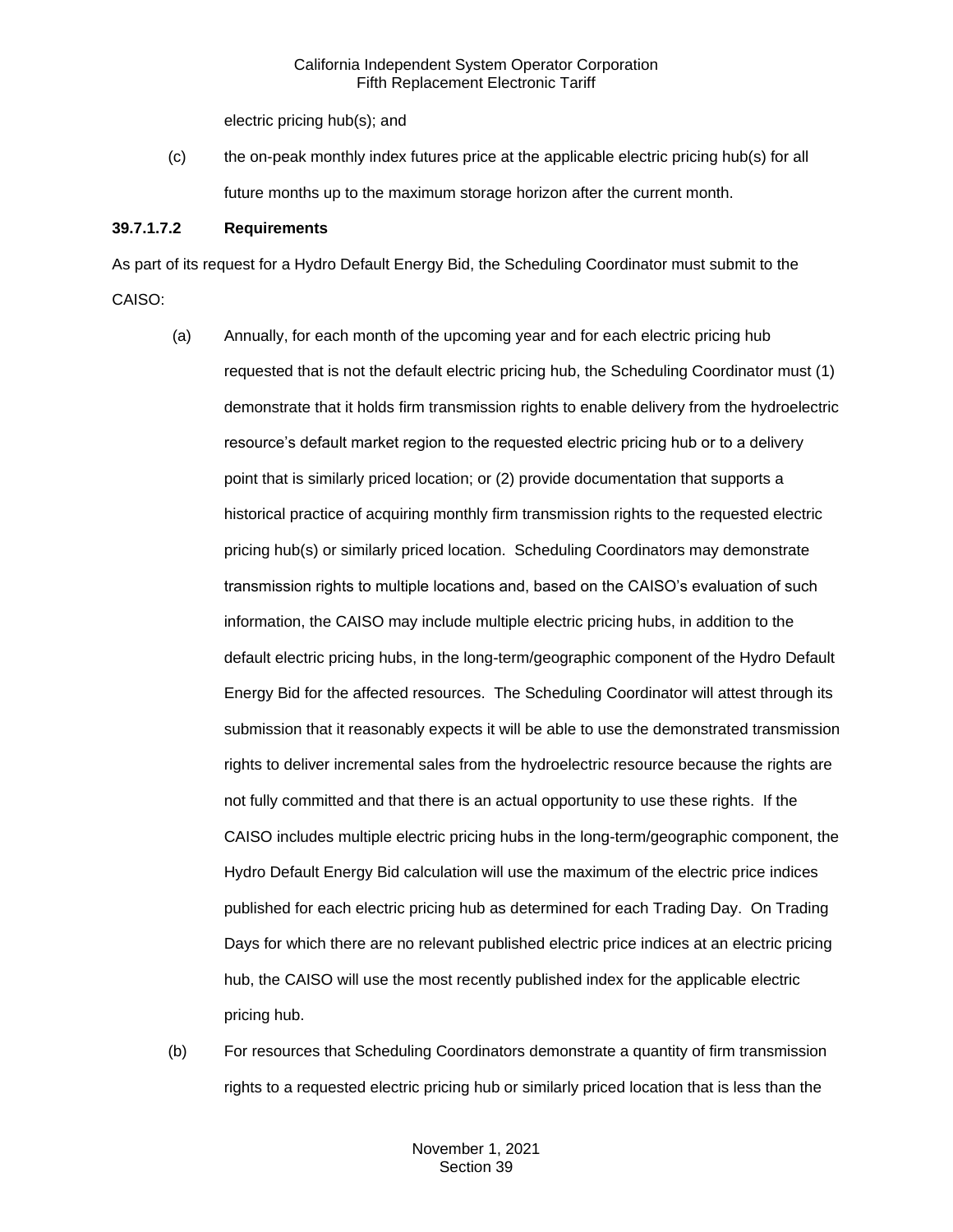electric pricing hub(s); and

(c) the on-peak monthly index futures price at the applicable electric pricing hub(s) for all future months up to the maximum storage horizon after the current month.

**39.7.1.7.2 Requirements**

As part of its request for a Hydro Default Energy Bid, the Scheduling Coordinator must submit to the CAISO:

(a) Annually, for each month of the upcoming year and for each electric pricing hub requested that is not the default electric pricing hub, the Scheduling Coordinator must (1) demonstrate that it holds firm transmission rights to enable delivery from the hydroelectric resource's default market region to the requested electric pricing hub or to a delivery point that is similarly priced location; or (2) provide documentation that supports a historical practice of acquiring monthly firm transmission rights to the requested electric pricing hub(s) or similarly priced location. Scheduling Coordinators may demonstrate transmission rights to multiple locations and, based on the CAISO's evaluation of such information, the CAISO may include multiple electric pricing hubs, in addition to the default electric pricing hubs, in the long-term/geographic component of the Hydro Default Energy Bid for the affected resources. The Scheduling Coordinator will attest through its submission that it reasonably expects it will be able to use the demonstrated transmission rights to deliver incremental sales from the hydroelectric resource because the rights are not fully committed and that there is an actual opportunity to use these rights. If the CAISO includes multiple electric pricing hubs in the long-term/geographic component, the Hydro Default Energy Bid calculation will use the maximum of the electric price indices published for each electric pricing hub as determined for each Trading Day. On Trading Days for which there are no relevant published electric price indices at an electric pricing hub, the CAISO will use the most recently published index for the applicable electric pricing hub.

(b) For resources that Scheduling Coordinators demonstrate a quantity of firm transmission rights to a requested electric pricing hub or similarly priced location that is less than the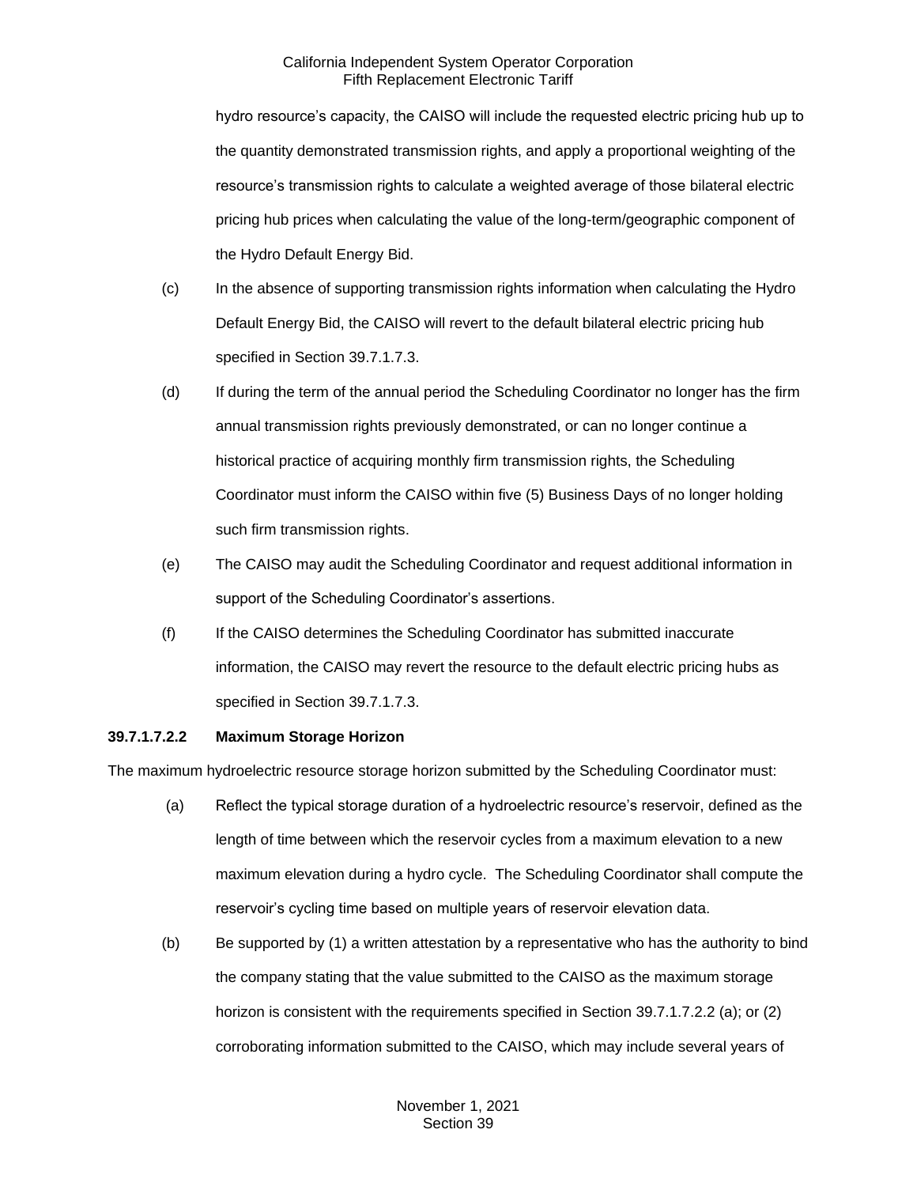hydro resource's capacity, the CAISO will include the requested electric pricing hub up to the quantity demonstrated transmission rights, and apply a proportional weighting of the resource's transmission rights to calculate a weighted average of those bilateral electric pricing hub prices when calculating the value of the long-term/geographic component of the Hydro Default Energy Bid.

(c) In the absence of supporting transmission rights information when calculating the Hydro Default Energy Bid, the CAISO will revert to the default bilateral electric pricing hub specified in Section 39.7.1.7.3.

(d) If during the term of the annual period the Scheduling Coordinator no longer has the firm annual transmission rights previously demonstrated, or can no longer continue a historical practice of acquiring monthly firm transmission rights, the Scheduling Coordinator must inform the CAISO within five (5) Business Days of no longer holding such firm transmission rights.

(e) The CAISO may audit the Scheduling Coordinator and request additional information in support of the Scheduling Coordinator's assertions.

(f) If the CAISO determines the Scheduling Coordinator has submitted inaccurate information, the CAISO may revert the resource to the default electric pricing hubs as specified in Section 39.7.1.7.3.

**39.7.1.7.2.2 Maximum Storage Horizon**

The maximum hydroelectric resource storage horizon submitted by the Scheduling Coordinator must:

(a) Reflect the typical storage duration of a hydroelectric resource's reservoir, defined as the length of time between which the reservoir cycles from a maximum elevation to a new maximum elevation during a hydro cycle. The Scheduling Coordinator shall compute the reservoir's cycling time based on multiple years of reservoir elevation data.

(b) Be supported by (1) a written attestation by a representative who has the authority to bind the company stating that the value submitted to the CAISO as the maximum storage horizon is consistent with the requirements specified in Section 39.7.1.7.2.2 (a); or (2) corroborating information submitted to the CAISO, which may include several years of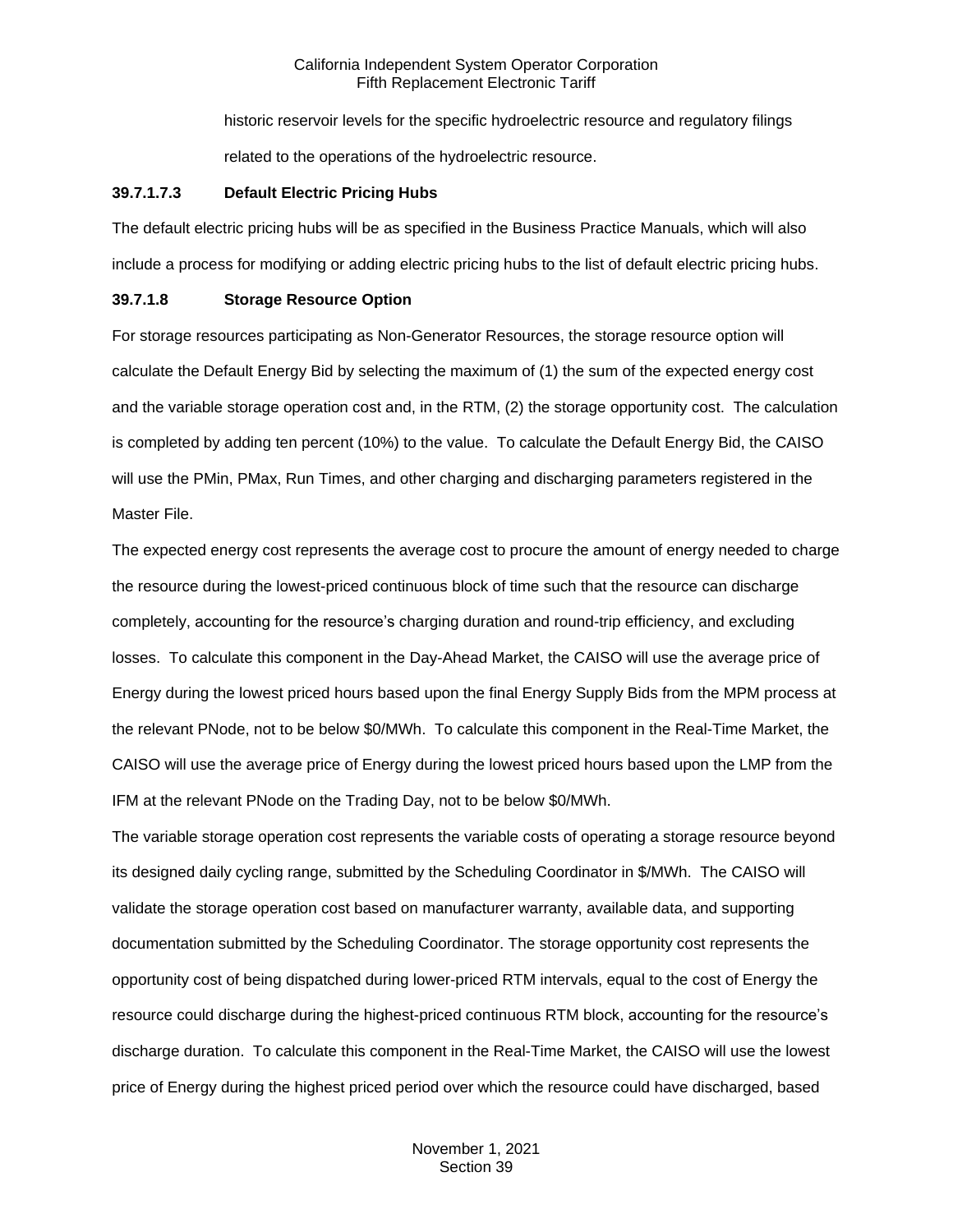historic reservoir levels for the specific hydroelectric resource and regulatory filings related to the operations of the hydroelectric resource.

#### 39.7.1.7.3 Default Electric Pricing Hubs

The default electric pricing hubs will be as specified in the Business Practice Manuals, which will also include a process for modifying or adding electric pricing hubs to the list of default electric pricing hubs.

### 39.7.1.8 Storage Resource Option

For storage resources participating as Non-Generator Resources, the storage resource option will calculate the Default Energy Bid by selecting the maximum of (1) the sum of the expected energy cost and the variable storage operation cost and, in the RTM, (2) the storage opportunity cost. The calculation is completed by adding ten percent (10%) to the value. To calculate the Default Energy Bid, the CAISO will use the PMin, PMax, Run Times, and other charging and discharging parameters registered in the Master File.

The expected energy cost represents the average cost to procure the amount of energy needed to charge the resource during the lowest-priced continuous block of time such that the resource can discharge completely, accounting for the resource's charging duration and round-trip efficiency, and excluding losses. To calculate this component in the Day-Ahead Market, the CAISO will use the average price of Energy during the lowest priced hours based upon the final Energy Supply Bids from the MPM process at the relevant PNode, not to be below $0/MWh. To calculate this component in the Real-Time Market, the CAISO will use the average price of Energy during the lowest priced hours based upon the LMP from the IFM at the relevant PNode on the Trading Day, not to be below $0/MWh.

The variable storage operation cost represents the variable costs of operating a storage resource beyond its designed daily cycling range, submitted by the Scheduling Coordinator in $/MWh. The CAISO will validate the storage operation cost based on manufacturer warranty, available data, and supporting documentation submitted by the Scheduling Coordinator. The storage opportunity cost represents the opportunity cost of being dispatched during lower-priced RTM intervals, equal to the cost of Energy the resource could discharge during the highest-priced continuous RTM block, accounting for the resource's discharge duration. To calculate this component in the Real-Time Market, the CAISO will use the lowest price of Energy during the highest priced period over which the resource could have discharged, based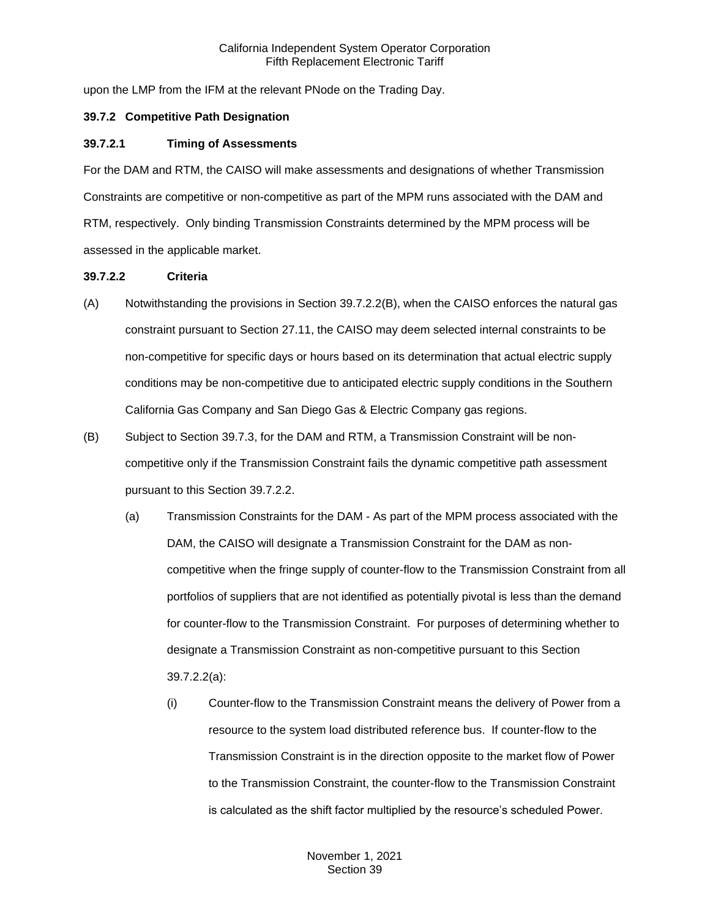upon the LMP from the IFM at the relevant PNode on the Trading Day.

### 39.7.2 Competitive Path Designation

#### 39.7.2.1 Timing of Assessments

For the DAM and RTM, the CAISO will make assessments and designations of whether Transmission Constraints are competitive or non-competitive as part of the MPM runs associated with the DAM and RTM, respectively. Only binding Transmission Constraints determined by the MPM process will be assessed in the applicable market.

#### 39.7.2.2 Criteria

(A) Notwithstanding the provisions in Section 39.7.2.2(B), when the CAISO enforces the natural gas constraint pursuant to Section 27.11, the CAISO may deem selected internal constraints to be non-competitive for specific days or hours based on its determination that actual electric supply conditions may be non-competitive due to anticipated electric supply conditions in the Southern California Gas Company and San Diego Gas & Electric Company gas regions.

(B) Subject to Section 39.7.3, for the DAM and RTM, a Transmission Constraint will be non-competitive only if the Transmission Constraint fails the dynamic competitive path assessment pursuant to this Section 39.7.2.2.

(a) Transmission Constraints for the DAM - As part of the MPM process associated with the DAM, the CAISO will designate a Transmission Constraint for the DAM as non-competitive when the fringe supply of counter-flow to the Transmission Constraint from all portfolios of suppliers that are not identified as potentially pivotal is less than the demand for counter-flow to the Transmission Constraint. For purposes of determining whether to designate a Transmission Constraint as non-competitive pursuant to this Section 39.7.2.2(a):

(i) Counter-flow to the Transmission Constraint means the delivery of Power from a resource to the system load distributed reference bus. If counter-flow to the Transmission Constraint is in the direction opposite to the market flow of Power to the Transmission Constraint, the counter-flow to the Transmission Constraint is calculated as the shift factor multiplied by the resource's scheduled Power.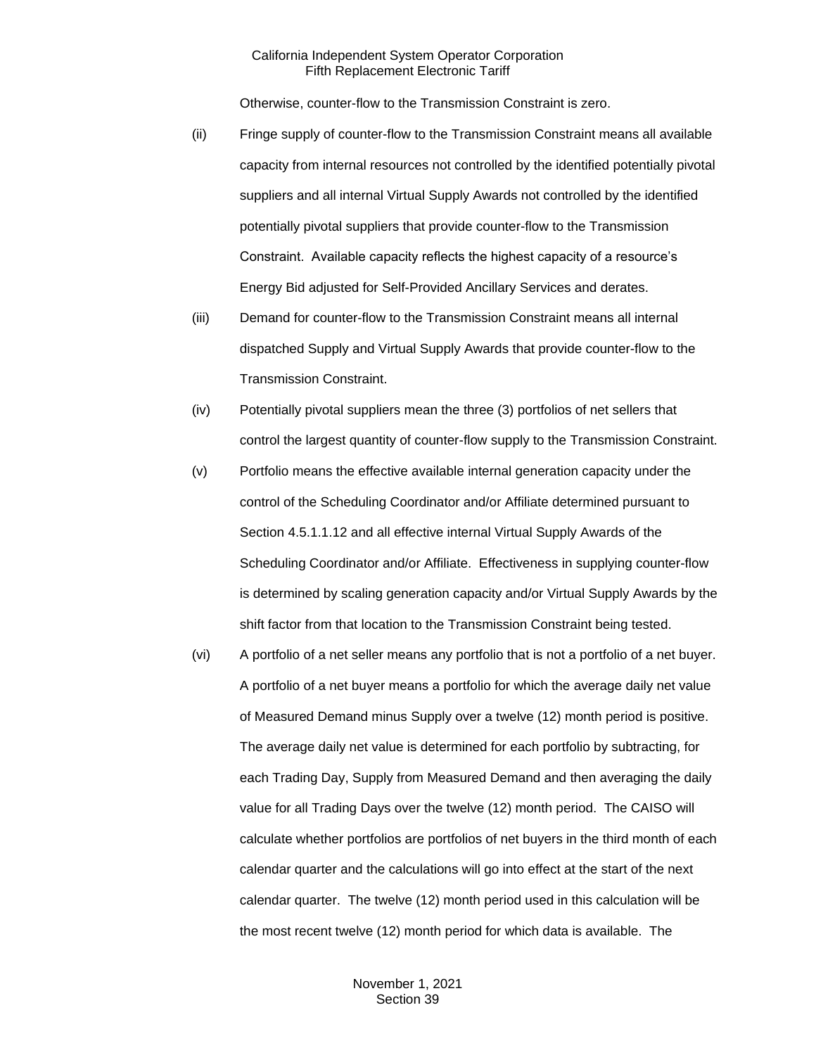Otherwise, counter-flow to the Transmission Constraint is zero.

(ii) Fringe supply of counter-flow to the Transmission Constraint means all available capacity from internal resources not controlled by the identified potentially pivotal suppliers and all internal Virtual Supply Awards not controlled by the identified potentially pivotal suppliers that provide counter-flow to the Transmission Constraint. Available capacity reflects the highest capacity of a resource's Energy Bid adjusted for Self-Provided Ancillary Services and derates.

(iii) Demand for counter-flow to the Transmission Constraint means all internal dispatched Supply and Virtual Supply Awards that provide counter-flow to the Transmission Constraint.

(iv) Potentially pivotal suppliers mean the three (3) portfolios of net sellers that control the largest quantity of counter-flow supply to the Transmission Constraint.

(v) Portfolio means the effective available internal generation capacity under the control of the Scheduling Coordinator and/or Affiliate determined pursuant to Section 4.5.1.1.12 and all effective internal Virtual Supply Awards of the Scheduling Coordinator and/or Affiliate. Effectiveness in supplying counter-flow is determined by scaling generation capacity and/or Virtual Supply Awards by the shift factor from that location to the Transmission Constraint being tested.

(vi) A portfolio of a net seller means any portfolio that is not a portfolio of a net buyer. A portfolio of a net buyer means a portfolio for which the average daily net value of Measured Demand minus Supply over a twelve (12) month period is positive. The average daily net value is determined for each portfolio by subtracting, for each Trading Day, Supply from Measured Demand and then averaging the daily value for all Trading Days over the twelve (12) month period. The CAISO will calculate whether portfolios are portfolios of net buyers in the third month of each calendar quarter and the calculations will go into effect at the start of the next calendar quarter. The twelve (12) month period used in this calculation will be the most recent twelve (12) month period for which data is available. The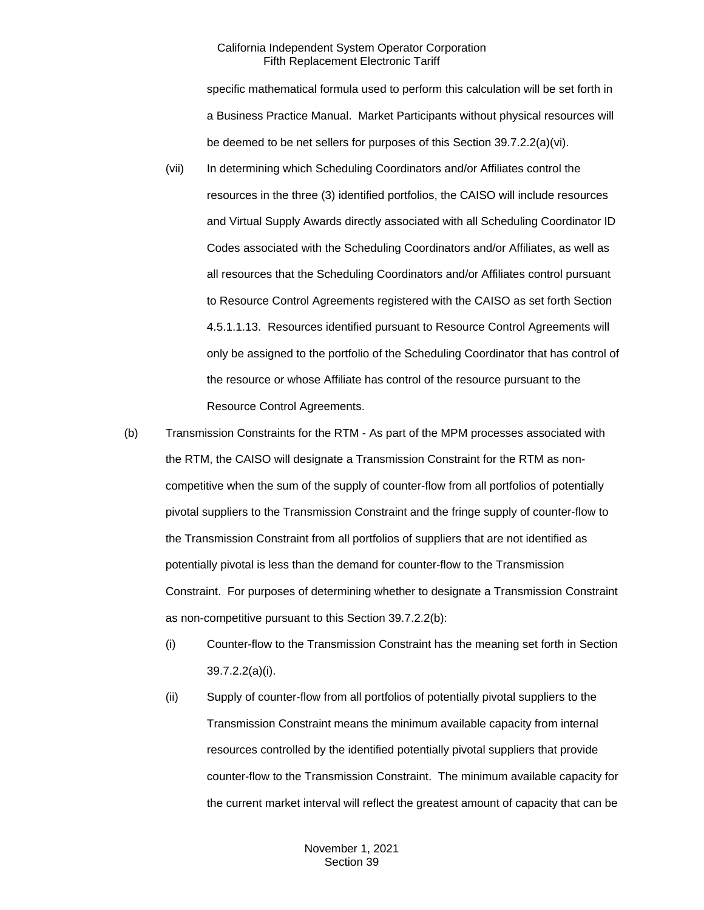specific mathematical formula used to perform this calculation will be set forth in a Business Practice Manual. Market Participants without physical resources will be deemed to be net sellers for purposes of this Section 39.7.2.2(a)(vi).

(vii) In determining which Scheduling Coordinators and/or Affiliates control the resources in the three (3) identified portfolios, the CAISO will include resources and Virtual Supply Awards directly associated with all Scheduling Coordinator ID Codes associated with the Scheduling Coordinators and/or Affiliates, as well as all resources that the Scheduling Coordinators and/or Affiliates control pursuant to Resource Control Agreements registered with the CAISO as set forth Section 4.5.1.1.13. Resources identified pursuant to Resource Control Agreements will only be assigned to the portfolio of the Scheduling Coordinator that has control of the resource or whose Affiliate has control of the resource pursuant to the Resource Control Agreements.

(b) Transmission Constraints for the RTM - As part of the MPM processes associated with the RTM, the CAISO will designate a Transmission Constraint for the RTM as non-competitive when the sum of the supply of counter-flow from all portfolios of potentially pivotal suppliers to the Transmission Constraint and the fringe supply of counter-flow to the Transmission Constraint from all portfolios of suppliers that are not identified as potentially pivotal is less than the demand for counter-flow to the Transmission Constraint. For purposes of determining whether to designate a Transmission Constraint as non-competitive pursuant to this Section 39.7.2.2(b):

(i) Counter-flow to the Transmission Constraint has the meaning set forth in Section 39.7.2.2(a)(i).

(ii) Supply of counter-flow from all portfolios of potentially pivotal suppliers to the Transmission Constraint means the minimum available capacity from internal resources controlled by the identified potentially pivotal suppliers that provide counter-flow to the Transmission Constraint. The minimum available capacity for the current market interval will reflect the greatest amount of capacity that can be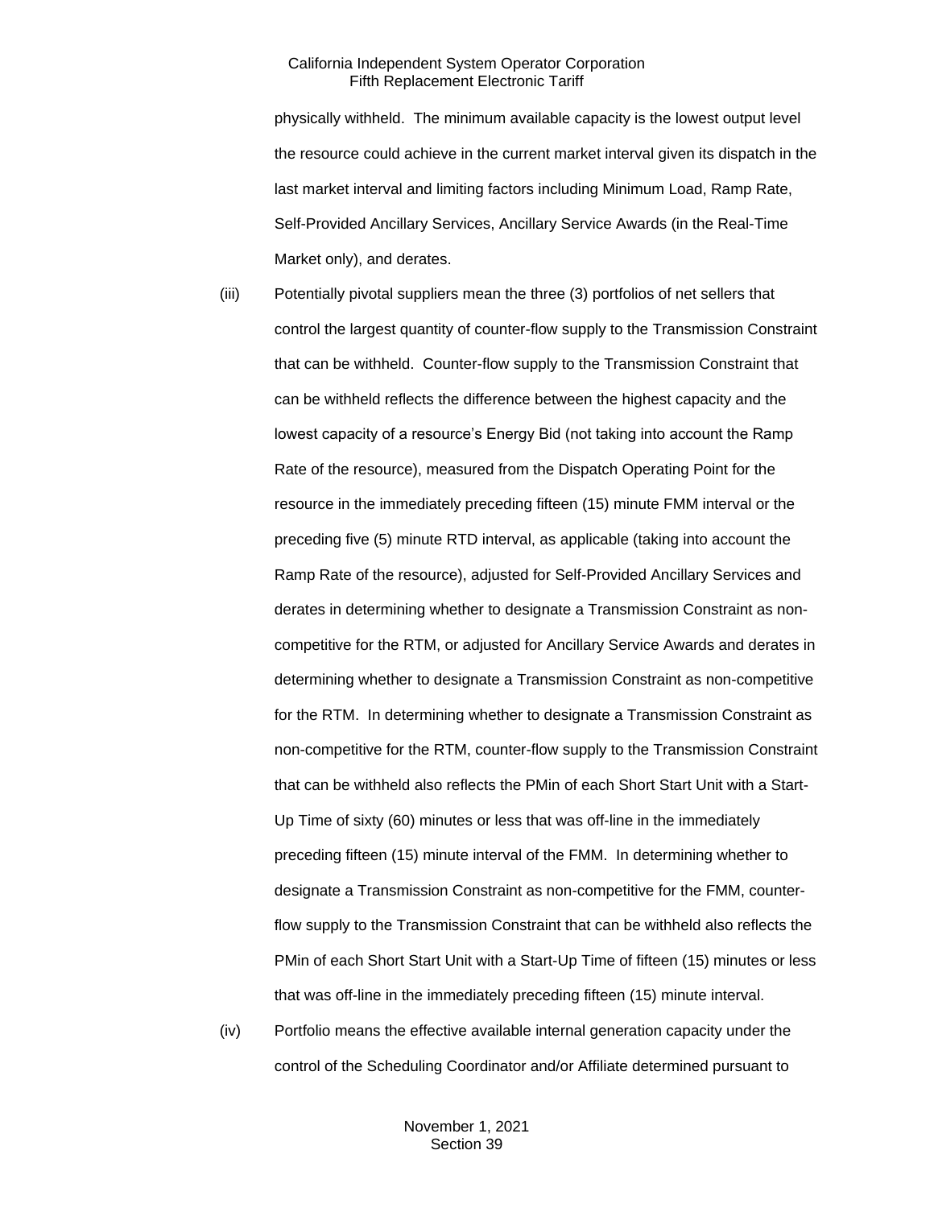physically withheld. The minimum available capacity is the lowest output level the resource could achieve in the current market interval given its dispatch in the last market interval and limiting factors including Minimum Load, Ramp Rate, Self-Provided Ancillary Services, Ancillary Service Awards (in the Real-Time Market only), and derates.

(iii) Potentially pivotal suppliers mean the three (3) portfolios of net sellers that control the largest quantity of counter-flow supply to the Transmission Constraint that can be withheld. Counter-flow supply to the Transmission Constraint that can be withheld reflects the difference between the highest capacity and the lowest capacity of a resource's Energy Bid (not taking into account the Ramp Rate of the resource), measured from the Dispatch Operating Point for the resource in the immediately preceding fifteen (15) minute FMM interval or the preceding five (5) minute RTD interval, as applicable (taking into account the Ramp Rate of the resource), adjusted for Self-Provided Ancillary Services and derates in determining whether to designate a Transmission Constraint as non-competitive for the RTM, or adjusted for Ancillary Service Awards and derates in determining whether to designate a Transmission Constraint as non-competitive for the RTM. In determining whether to designate a Transmission Constraint as non-competitive for the RTM, counter-flow supply to the Transmission Constraint that can be withheld also reflects the PMin of each Short Start Unit with a Start-Up Time of sixty (60) minutes or less that was off-line in the immediately preceding fifteen (15) minute interval of the FMM. In determining whether to designate a Transmission Constraint as non-competitive for the FMM, counter-flow supply to the Transmission Constraint that can be withheld also reflects the PMin of each Short Start Unit with a Start-Up Time of fifteen (15) minutes or less that was off-line in the immediately preceding fifteen (15) minute interval.

(iv) Portfolio means the effective available internal generation capacity under the control of the Scheduling Coordinator and/or Affiliate determined pursuant to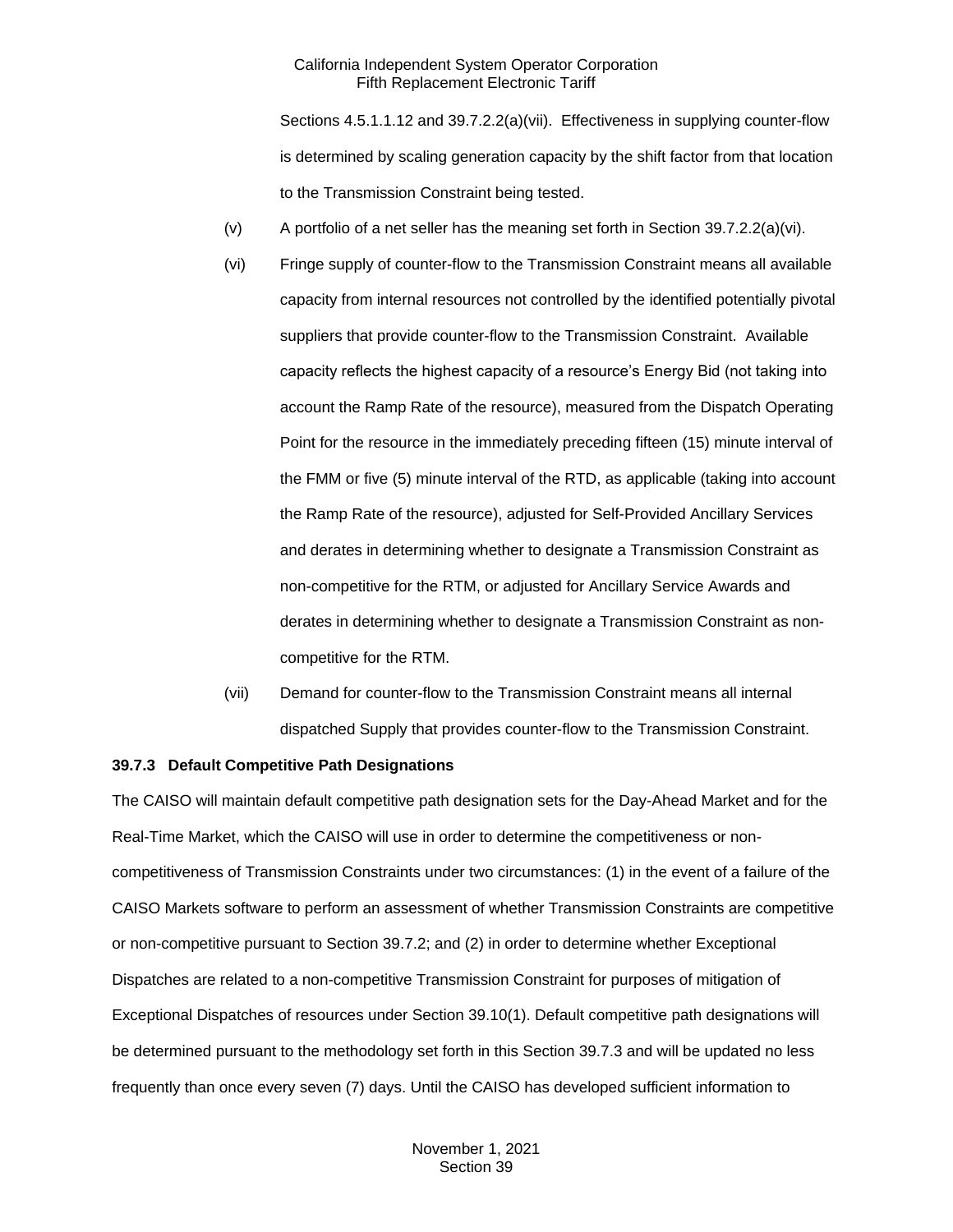Sections 4.5.1.1.12 and 39.7.2.2(a)(vii). Effectiveness in supplying counter-flow is determined by scaling generation capacity by the shift factor from that location to the Transmission Constraint being tested.

(v) A portfolio of a net seller has the meaning set forth in Section 39.7.2.2(a)(vi).

(vi) Fringe supply of counter-flow to the Transmission Constraint means all available capacity from internal resources not controlled by the identified potentially pivotal suppliers that provide counter-flow to the Transmission Constraint. Available capacity reflects the highest capacity of a resource's Energy Bid (not taking into account the Ramp Rate of the resource), measured from the Dispatch Operating Point for the resource in the immediately preceding fifteen (15) minute interval of the FMM or five (5) minute interval of the RTD, as applicable (taking into account the Ramp Rate of the resource), adjusted for Self-Provided Ancillary Services and derates in determining whether to designate a Transmission Constraint as non-competitive for the RTM, or adjusted for Ancillary Service Awards and derates in determining whether to designate a Transmission Constraint as non-competitive for the RTM.

(vii) Demand for counter-flow to the Transmission Constraint means all internal dispatched Supply that provides counter-flow to the Transmission Constraint.

**39.7.3 Default Competitive Path Designations**

The CAISO will maintain default competitive path designation sets for the Day-Ahead Market and for the Real-Time Market, which the CAISO will use in order to determine the competitiveness or non-competitiveness of Transmission Constraints under two circumstances: (1) in the event of a failure of the CAISO Markets software to perform an assessment of whether Transmission Constraints are competitive or non-competitive pursuant to Section 39.7.2; and (2) in order to determine whether Exceptional Dispatches are related to a non-competitive Transmission Constraint for purposes of mitigation of Exceptional Dispatches of resources under Section 39.10(1). Default competitive path designations will be determined pursuant to the methodology set forth in this Section 39.7.3 and will be updated no less frequently than once every seven (7) days. Until the CAISO has developed sufficient information to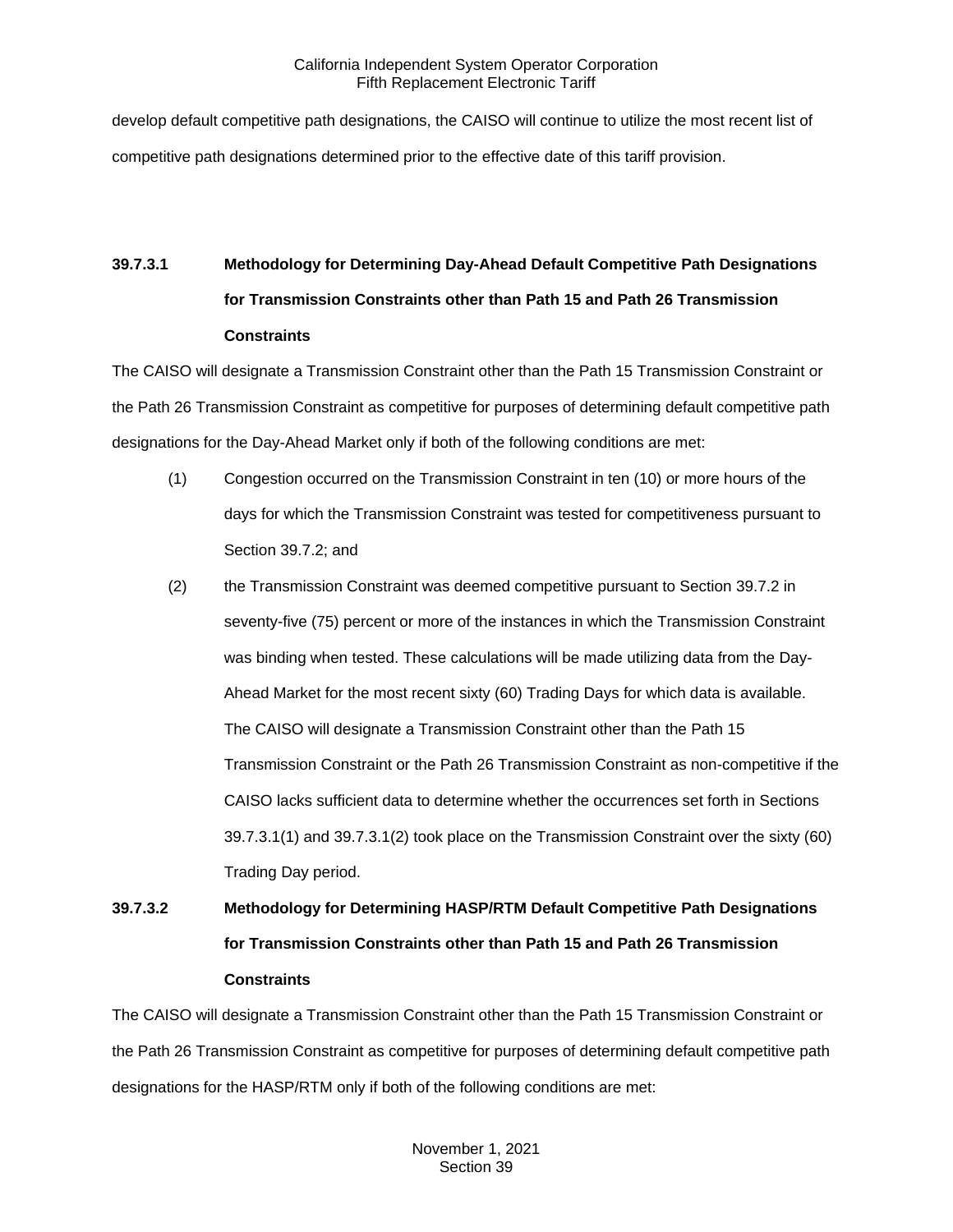develop default competitive path designations, the CAISO will continue to utilize the most recent list of competitive path designations determined prior to the effective date of this tariff provision.

### 39.7.3.1 Methodology for Determining Day-Ahead Default Competitive Path Designations for Transmission Constraints other than Path 15 and Path 26 Transmission Constraints

The CAISO will designate a Transmission Constraint other than the Path 15 Transmission Constraint or the Path 26 Transmission Constraint as competitive for purposes of determining default competitive path designations for the Day-Ahead Market only if both of the following conditions are met:

(1) Congestion occurred on the Transmission Constraint in ten (10) or more hours of the days for which the Transmission Constraint was tested for competitiveness pursuant to Section 39.7.2; and

(2) the Transmission Constraint was deemed competitive pursuant to Section 39.7.2 in seventy-five (75) percent or more of the instances in which the Transmission Constraint was binding when tested. These calculations will be made utilizing data from the Day-Ahead Market for the most recent sixty (60) Trading Days for which data is available. The CAISO will designate a Transmission Constraint other than the Path 15 Transmission Constraint or the Path 26 Transmission Constraint as non-competitive if the CAISO lacks sufficient data to determine whether the occurrences set forth in Sections 39.7.3.1(1) and 39.7.3.1(2) took place on the Transmission Constraint over the sixty (60) Trading Day period.

### 39.7.3.2 Methodology for Determining HASP/RTM Default Competitive Path Designations for Transmission Constraints other than Path 15 and Path 26 Transmission Constraints

The CAISO will designate a Transmission Constraint other than the Path 15 Transmission Constraint or the Path 26 Transmission Constraint as competitive for purposes of determining default competitive path designations for the HASP/RTM only if both of the following conditions are met: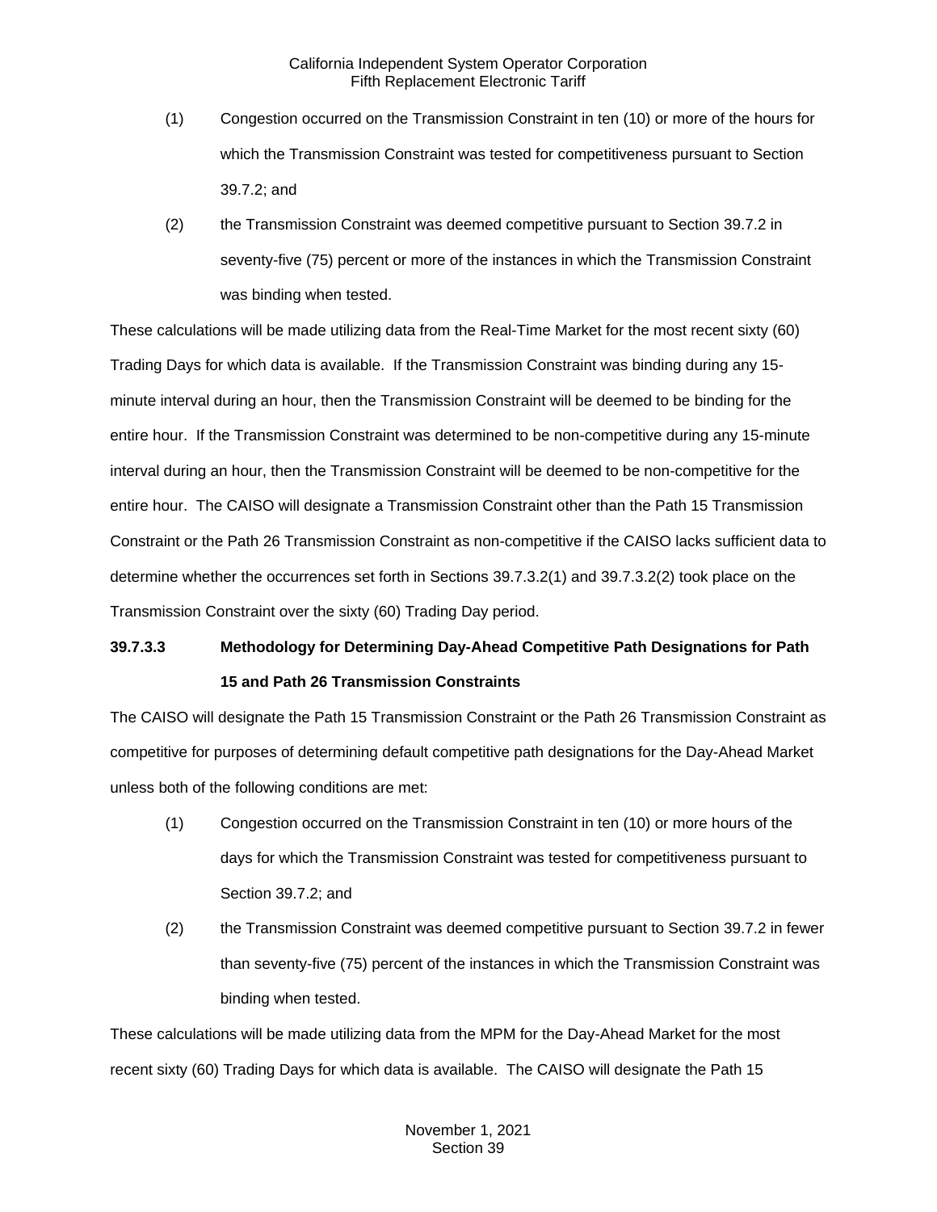(1) Congestion occurred on the Transmission Constraint in ten (10) or more of the hours for which the Transmission Constraint was tested for competitiveness pursuant to Section 39.7.2; and

(2) the Transmission Constraint was deemed competitive pursuant to Section 39.7.2 in seventy-five (75) percent or more of the instances in which the Transmission Constraint was binding when tested.

These calculations will be made utilizing data from the Real-Time Market for the most recent sixty (60) Trading Days for which data is available. If the Transmission Constraint was binding during any 15-minute interval during an hour, then the Transmission Constraint will be deemed to be binding for the entire hour. If the Transmission Constraint was determined to be non-competitive during any 15-minute interval during an hour, then the Transmission Constraint will be deemed to be non-competitive for the entire hour. The CAISO will designate a Transmission Constraint other than the Path 15 Transmission Constraint or the Path 26 Transmission Constraint as non-competitive if the CAISO lacks sufficient data to determine whether the occurrences set forth in Sections 39.7.3.2(1) and 39.7.3.2(2) took place on the Transmission Constraint over the sixty (60) Trading Day period.

**39.7.3.3 Methodology for Determining Day-Ahead Competitive Path Designations for Path 15 and Path 26 Transmission Constraints**

The CAISO will designate the Path 15 Transmission Constraint or the Path 26 Transmission Constraint as competitive for purposes of determining default competitive path designations for the Day-Ahead Market unless both of the following conditions are met:

(1) Congestion occurred on the Transmission Constraint in ten (10) or more hours of the days for which the Transmission Constraint was tested for competitiveness pursuant to Section 39.7.2; and

(2) the Transmission Constraint was deemed competitive pursuant to Section 39.7.2 in fewer than seventy-five (75) percent of the instances in which the Transmission Constraint was binding when tested.

These calculations will be made utilizing data from the MPM for the Day-Ahead Market for the most recent sixty (60) Trading Days for which data is available. The CAISO will designate the Path 15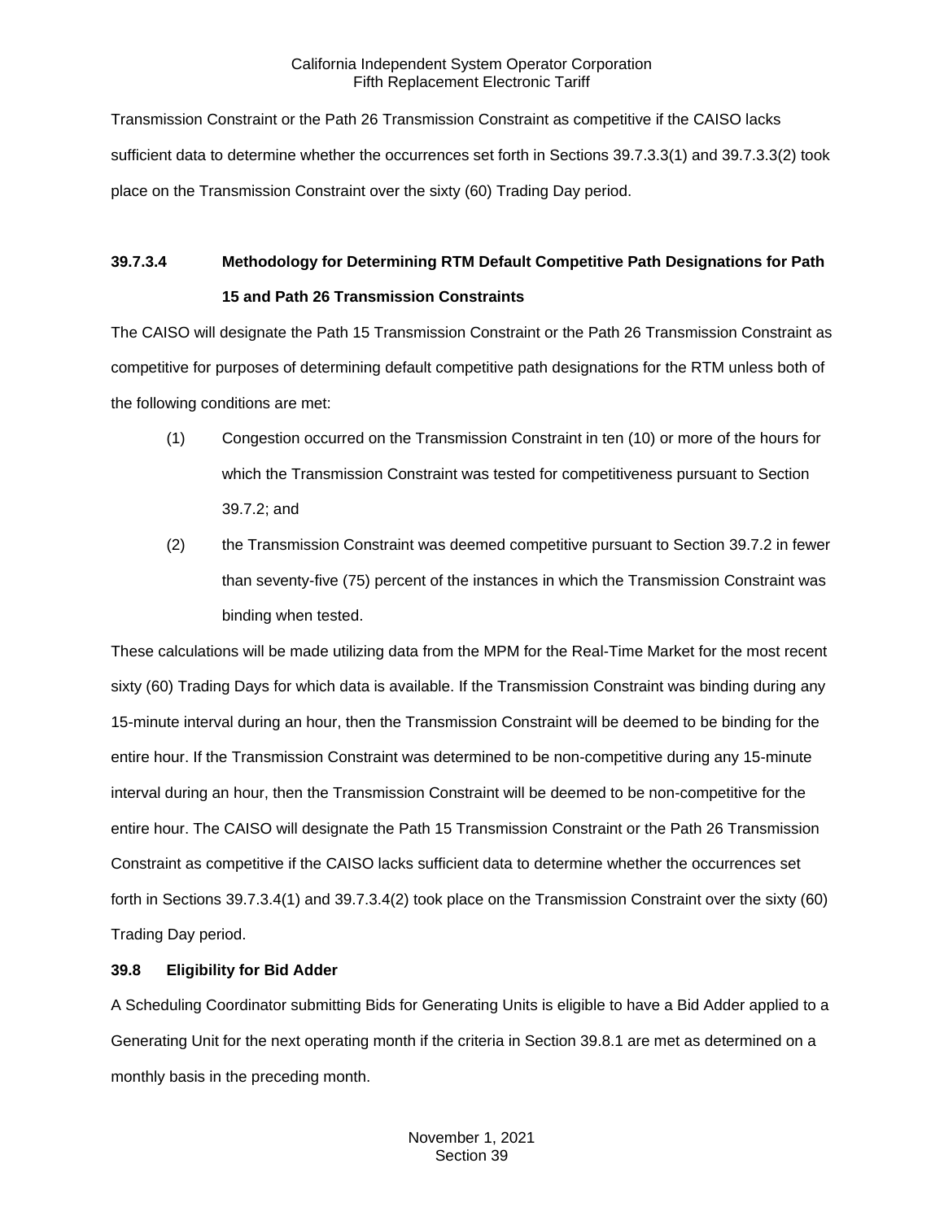Transmission Constraint or the Path 26 Transmission Constraint as competitive if the CAISO lacks sufficient data to determine whether the occurrences set forth in Sections 39.7.3.3(1) and 39.7.3.3(2) took place on the Transmission Constraint over the sixty (60) Trading Day period.

#### 39.7.3.4 Methodology for Determining RTM Default Competitive Path Designations for Path 15 and Path 26 Transmission Constraints

The CAISO will designate the Path 15 Transmission Constraint or the Path 26 Transmission Constraint as competitive for purposes of determining default competitive path designations for the RTM unless both of the following conditions are met:

(1) Congestion occurred on the Transmission Constraint in ten (10) or more of the hours for which the Transmission Constraint was tested for competitiveness pursuant to Section 39.7.2; and

(2) the Transmission Constraint was deemed competitive pursuant to Section 39.7.2 in fewer than seventy-five (75) percent of the instances in which the Transmission Constraint was binding when tested.

These calculations will be made utilizing data from the MPM for the Real-Time Market for the most recent sixty (60) Trading Days for which data is available. If the Transmission Constraint was binding during any 15-minute interval during an hour, then the Transmission Constraint will be deemed to be binding for the entire hour. If the Transmission Constraint was determined to be non-competitive during any 15-minute interval during an hour, then the Transmission Constraint will be deemed to be non-competitive for the entire hour. The CAISO will designate the Path 15 Transmission Constraint or the Path 26 Transmission Constraint as competitive if the CAISO lacks sufficient data to determine whether the occurrences set forth in Sections 39.7.3.4(1) and 39.7.3.4(2) took place on the Transmission Constraint over the sixty (60) Trading Day period.

### 39.8 Eligibility for Bid Adder

A Scheduling Coordinator submitting Bids for Generating Units is eligible to have a Bid Adder applied to a Generating Unit for the next operating month if the criteria in Section 39.8.1 are met as determined on a monthly basis in the preceding month.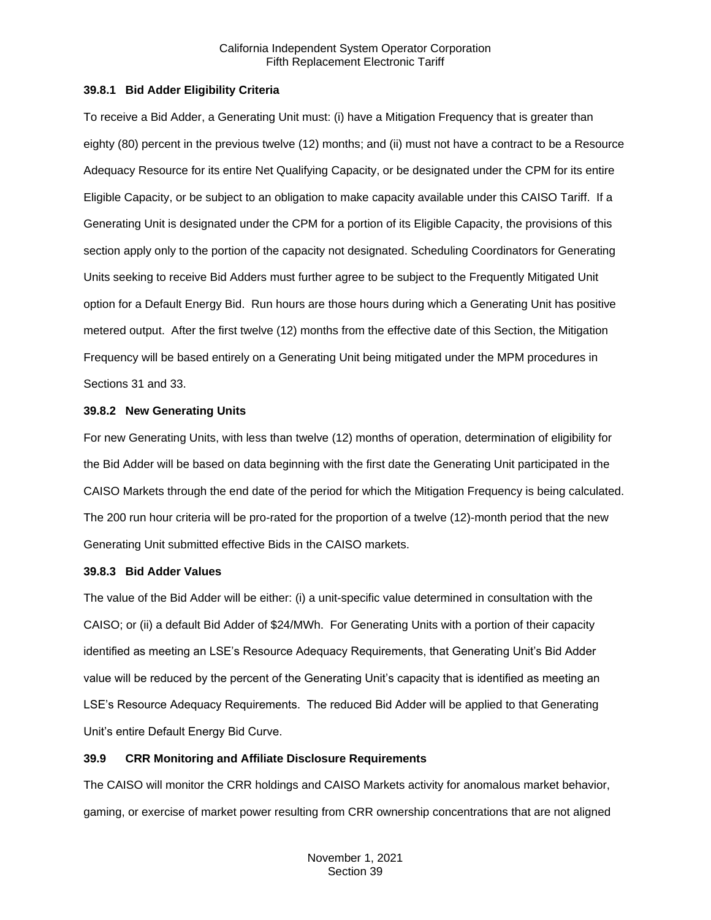### 39.8.1 Bid Adder Eligibility Criteria

To receive a Bid Adder, a Generating Unit must: (i) have a Mitigation Frequency that is greater than eighty (80) percent in the previous twelve (12) months; and (ii) must not have a contract to be a Resource Adequacy Resource for its entire Net Qualifying Capacity, or be designated under the CPM for its entire Eligible Capacity, or be subject to an obligation to make capacity available under this CAISO Tariff. If a Generating Unit is designated under the CPM for a portion of its Eligible Capacity, the provisions of this section apply only to the portion of the capacity not designated. Scheduling Coordinators for Generating Units seeking to receive Bid Adders must further agree to be subject to the Frequently Mitigated Unit option for a Default Energy Bid. Run hours are those hours during which a Generating Unit has positive metered output. After the first twelve (12) months from the effective date of this Section, the Mitigation Frequency will be based entirely on a Generating Unit being mitigated under the MPM procedures in Sections 31 and 33.

### 39.8.2 New Generating Units

For new Generating Units, with less than twelve (12) months of operation, determination of eligibility for the Bid Adder will be based on data beginning with the first date the Generating Unit participated in the CAISO Markets through the end date of the period for which the Mitigation Frequency is being calculated. The 200 run hour criteria will be pro-rated for the proportion of a twelve (12)-month period that the new Generating Unit submitted effective Bids in the CAISO markets.

### 39.8.3 Bid Adder Values

The value of the Bid Adder will be either: (i) a unit-specific value determined in consultation with the CAISO; or (ii) a default Bid Adder of $24/MWh. For Generating Units with a portion of their capacity identified as meeting an LSE's Resource Adequacy Requirements, that Generating Unit's Bid Adder value will be reduced by the percent of the Generating Unit's capacity that is identified as meeting an LSE's Resource Adequacy Requirements. The reduced Bid Adder will be applied to that Generating Unit's entire Default Energy Bid Curve.

## 39.9 CRR Monitoring and Affiliate Disclosure Requirements

The CAISO will monitor the CRR holdings and CAISO Markets activity for anomalous market behavior, gaming, or exercise of market power resulting from CRR ownership concentrations that are not aligned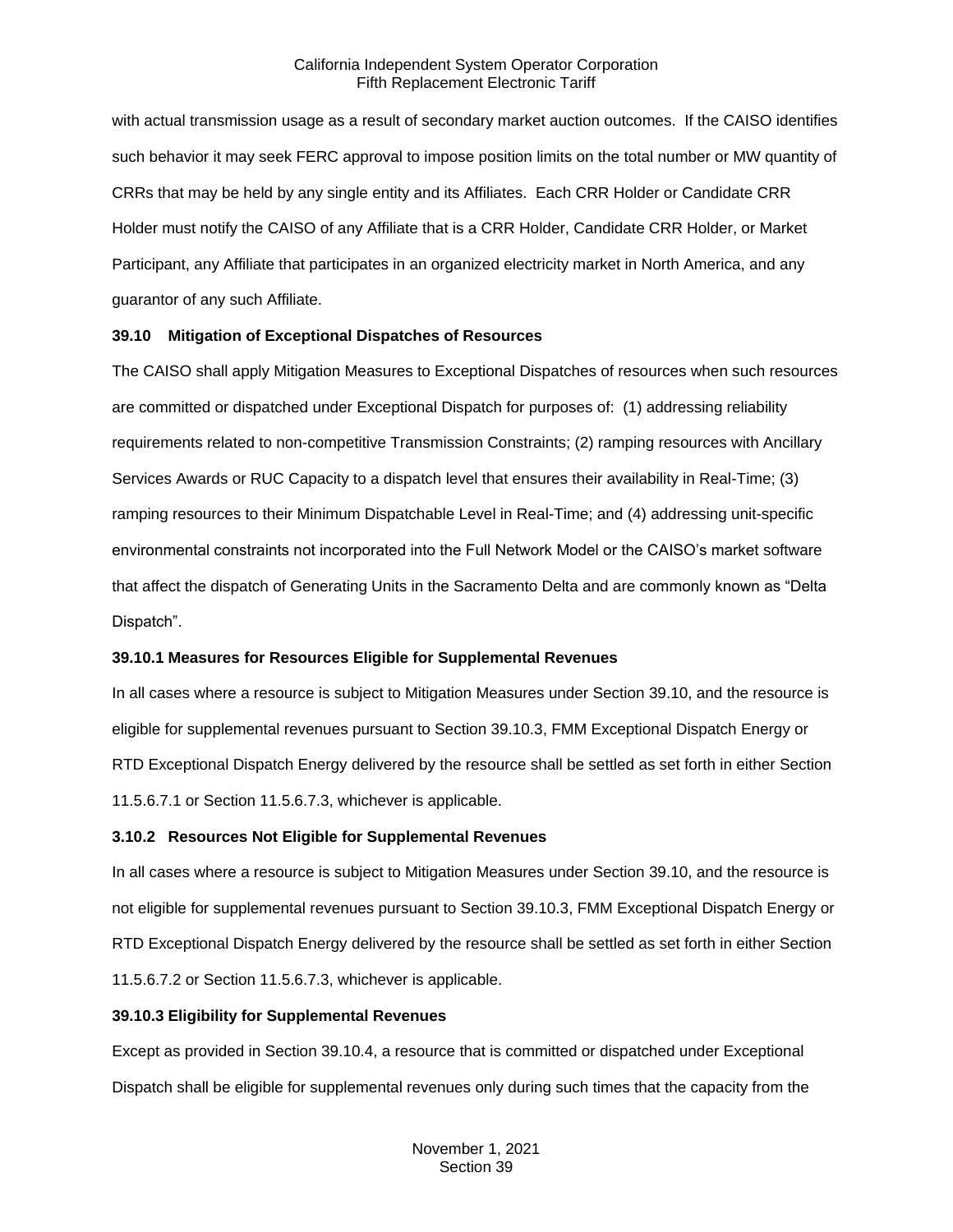with actual transmission usage as a result of secondary market auction outcomes. If the CAISO identifies such behavior it may seek FERC approval to impose position limits on the total number or MW quantity of CRRs that may be held by any single entity and its Affiliates. Each CRR Holder or Candidate CRR Holder must notify the CAISO of any Affiliate that is a CRR Holder, Candidate CRR Holder, or Market Participant, any Affiliate that participates in an organized electricity market in North America, and any guarantor of any such Affiliate.

**39.10 Mitigation of Exceptional Dispatches of Resources**

The CAISO shall apply Mitigation Measures to Exceptional Dispatches of resources when such resources are committed or dispatched under Exceptional Dispatch for purposes of: (1) addressing reliability requirements related to non-competitive Transmission Constraints; (2) ramping resources with Ancillary Services Awards or RUC Capacity to a dispatch level that ensures their availability in Real-Time; (3) ramping resources to their Minimum Dispatchable Level in Real-Time; and (4) addressing unit-specific environmental constraints not incorporated into the Full Network Model or the CAISO's market software that affect the dispatch of Generating Units in the Sacramento Delta and are commonly known as "Delta Dispatch".

**39.10.1 Measures for Resources Eligible for Supplemental Revenues**

In all cases where a resource is subject to Mitigation Measures under Section 39.10, and the resource is eligible for supplemental revenues pursuant to Section 39.10.3, FMM Exceptional Dispatch Energy or RTD Exceptional Dispatch Energy delivered by the resource shall be settled as set forth in either Section 11.5.6.7.1 or Section 11.5.6.7.3, whichever is applicable.

**3.10.2 Resources Not Eligible for Supplemental Revenues**

In all cases where a resource is subject to Mitigation Measures under Section 39.10, and the resource is not eligible for supplemental revenues pursuant to Section 39.10.3, FMM Exceptional Dispatch Energy or RTD Exceptional Dispatch Energy delivered by the resource shall be settled as set forth in either Section 11.5.6.7.2 or Section 11.5.6.7.3, whichever is applicable.

**39.10.3 Eligibility for Supplemental Revenues**

Except as provided in Section 39.10.4, a resource that is committed or dispatched under Exceptional Dispatch shall be eligible for supplemental revenues only during such times that the capacity from the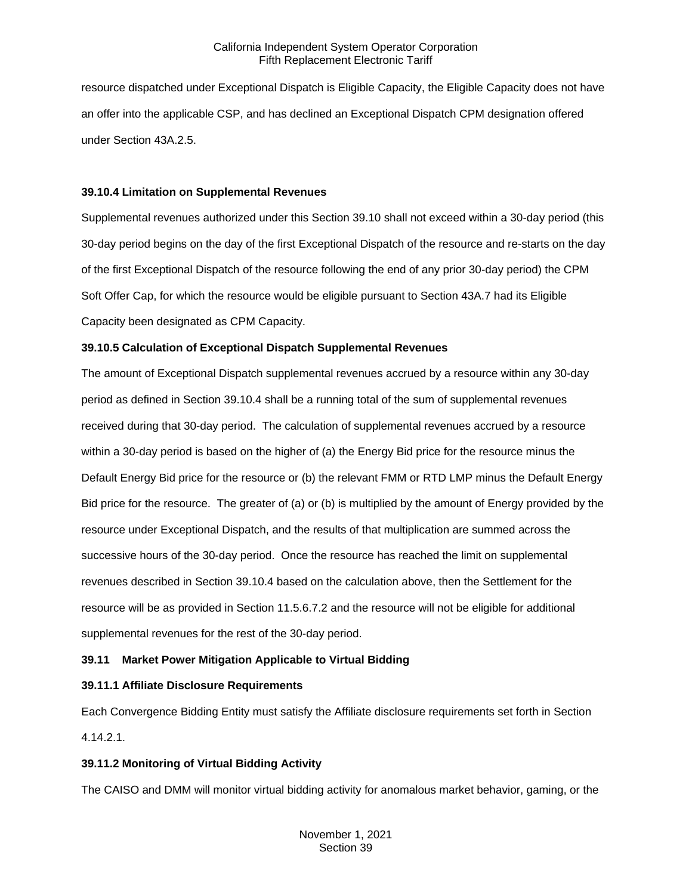resource dispatched under Exceptional Dispatch is Eligible Capacity, the Eligible Capacity does not have an offer into the applicable CSP, and has declined an Exceptional Dispatch CPM designation offered under Section 43A.2.5.

**39.10.4 Limitation on Supplemental Revenues**

Supplemental revenues authorized under this Section 39.10 shall not exceed within a 30-day period (this 30-day period begins on the day of the first Exceptional Dispatch of the resource and re-starts on the day of the first Exceptional Dispatch of the resource following the end of any prior 30-day period) the CPM Soft Offer Cap, for which the resource would be eligible pursuant to Section 43A.7 had its Eligible Capacity been designated as CPM Capacity.

**39.10.5 Calculation of Exceptional Dispatch Supplemental Revenues**

The amount of Exceptional Dispatch supplemental revenues accrued by a resource within any 30-day period as defined in Section 39.10.4 shall be a running total of the sum of supplemental revenues received during that 30-day period. The calculation of supplemental revenues accrued by a resource within a 30-day period is based on the higher of (a) the Energy Bid price for the resource minus the Default Energy Bid price for the resource or (b) the relevant FMM or RTD LMP minus the Default Energy Bid price for the resource. The greater of (a) or (b) is multiplied by the amount of Energy provided by the resource under Exceptional Dispatch, and the results of that multiplication are summed across the successive hours of the 30-day period. Once the resource has reached the limit on supplemental revenues described in Section 39.10.4 based on the calculation above, then the Settlement for the resource will be as provided in Section 11.5.6.7.2 and the resource will not be eligible for additional supplemental revenues for the rest of the 30-day period.

**39.11 Market Power Mitigation Applicable to Virtual Bidding**

**39.11.1 Affiliate Disclosure Requirements**

Each Convergence Bidding Entity must satisfy the Affiliate disclosure requirements set forth in Section 4.14.2.1.

**39.11.2 Monitoring of Virtual Bidding Activity**

The CAISO and DMM will monitor virtual bidding activity for anomalous market behavior, gaming, or the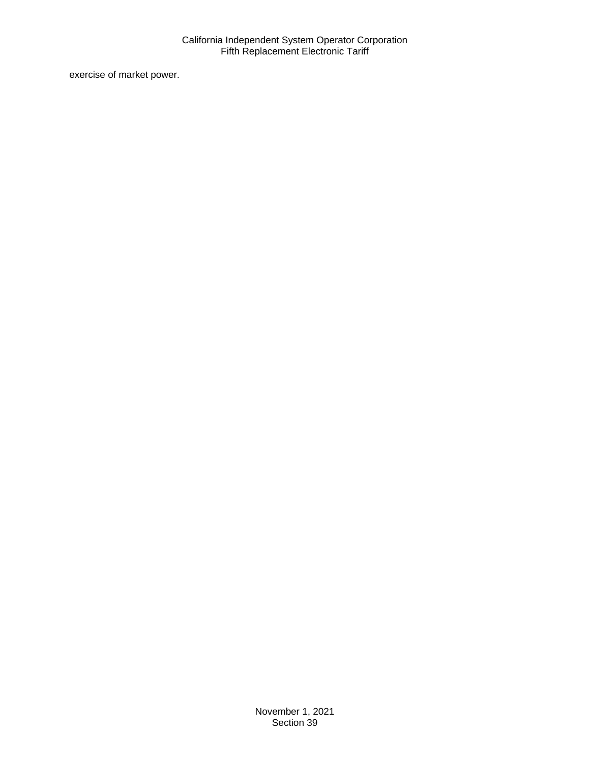exercise of market power.